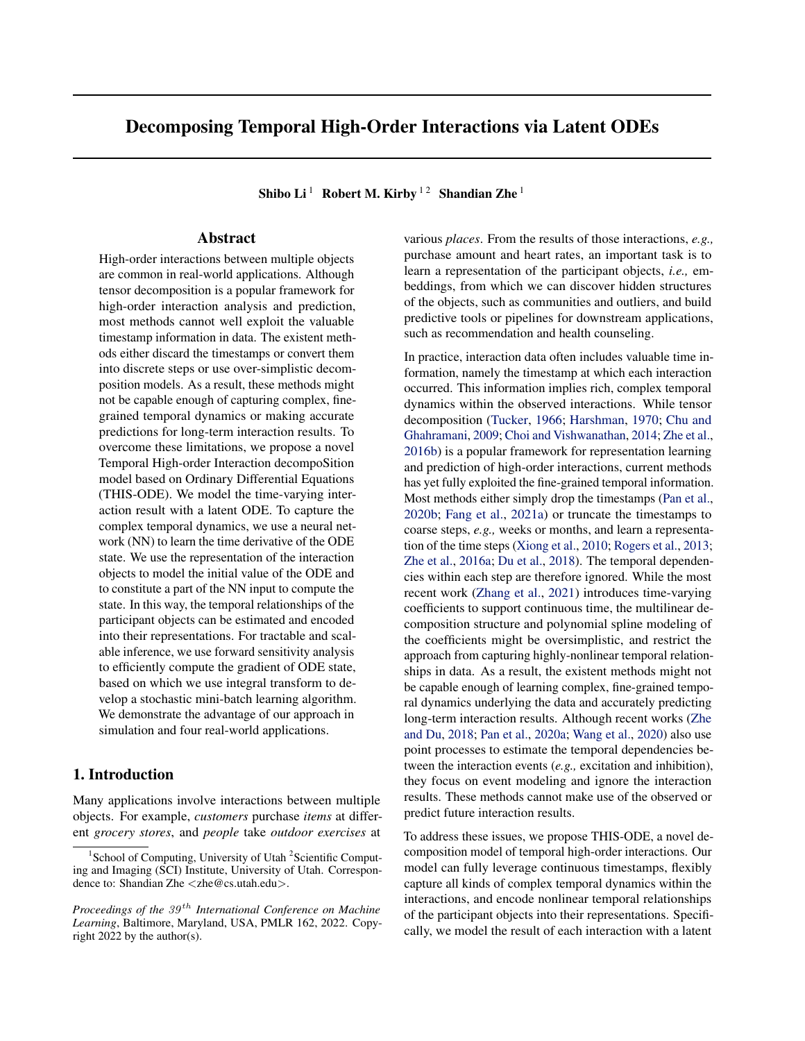# Decomposing Temporal High-Order Interactions via Latent ODEs

**Shibo Li** [1] **Robert M. Kirby** [1 2] **Shandian Zhe** [1]

## Abstract

High-order interactions between multiple objects are common in real-world applications. Although tensor decomposition is a popular framework for high-order interaction analysis and prediction, most methods cannot well exploit the valuable timestamp information in data. The existent methods either discard the timestamps or convert them into discrete steps or use over-simplistic decomposition models. As a result, these methods might not be capable enough of capturing complex, fine-grained temporal dynamics or making accurate predictions for long-term interaction results. To overcome these limitations, we propose a novel Temporal High-order Interaction decompoSition model based on Ordinary Differential Equations (THIS-ODE). We model the time-varying interaction result with a latent ODE. To capture the complex temporal dynamics, we use a neural network (NN) to learn the time derivative of the ODE state. We use the representation of the interaction objects to model the initial value of the ODE and to constitute a part of the NN input to compute the state. In this way, the temporal relationships of the participant objects can be estimated and encoded into their representations. For tractable and scalable inference, we use forward sensitivity analysis to efficiently compute the gradient of ODE state, based on which we use integral transform to develop a stochastic mini-batch learning algorithm. We demonstrate the advantage of our approach in simulation and four real-world applications.

## 1. Introduction

Many applications involve interactions between multiple objects. For example, *customers* purchase *items* at different *grocery stores*, and *people* take *outdoor exercises* at various *places*. From the results of those interactions, *e.g.,* purchase amount and heart rates, an important task is to learn a representation of the participant objects, *i.e.,* embeddings, from which we can discover hidden structures of the objects, such as communities and outliers, and build predictive tools or pipelines for downstream applications, such as recommendation and health counseling.

In practice, interaction data often includes valuable time information, namely the timestamp at which each interaction occurred. This information implies rich, complex temporal dynamics within the observed interactions. While tensor decomposition (Tucker, 1966; Harshman, 1970; Chu and Ghahramani, 2009; Choi and Vishwanathan, 2014; Zhe et al., 2016b) is a popular framework for representation learning and prediction of high-order interactions, current methods has yet fully exploited the fine-grained temporal information. Most methods either simply drop the timestamps (Pan et al., 2020b; Fang et al., 2021a) or truncate the timestamps to coarse steps, *e.g.,* weeks or months, and learn a representation of the time steps (Xiong et al., 2010; Rogers et al., 2013; Zhe et al., 2016a; Du et al., 2018). The temporal dependencies within each step are therefore ignored. While the most recent work (Zhang et al., 2021) introduces time-varying coefficients to support continuous time, the multilinear decomposition structure and polynomial spline modeling of the coefficients might be oversimplistic, and restrict the approach from capturing highly-nonlinear temporal relationships in data. As a result, the existent methods might not be capable enough of learning complex, fine-grained temporal dynamics underlying the data and accurately predicting long-term interaction results. Although recent works (Zhe and Du, 2018; Pan et al., 2020a; Wang et al., 2020) also use point processes to estimate the temporal dependencies between the interaction events (*e.g.,* excitation and inhibition), they focus on event modeling and ignore the interaction results. These methods cannot make use of the observed or predict future interaction results.

To address these issues, we propose THIS-ODE, a novel decomposition model of temporal high-order interactions. Our model can fully leverage continuous timestamps, flexibly capture all kinds of complex temporal dynamics within the interactions, and encode nonlinear temporal relationships of the participant objects into their representations. Specifically, we model the result of each interaction with a latent

---

[1] School of Computing, University of Utah [2] Scientific Computing and Imaging (SCI) Institute, University of Utah. Correspondence to: Shandian Zhe <zhe@cs.utah.edu>.

*Proceedings of the 39th International Conference on Machine Learning*, Baltimore, Maryland, USA, PMLR 162, 2022. Copyright 2022 by the author(s).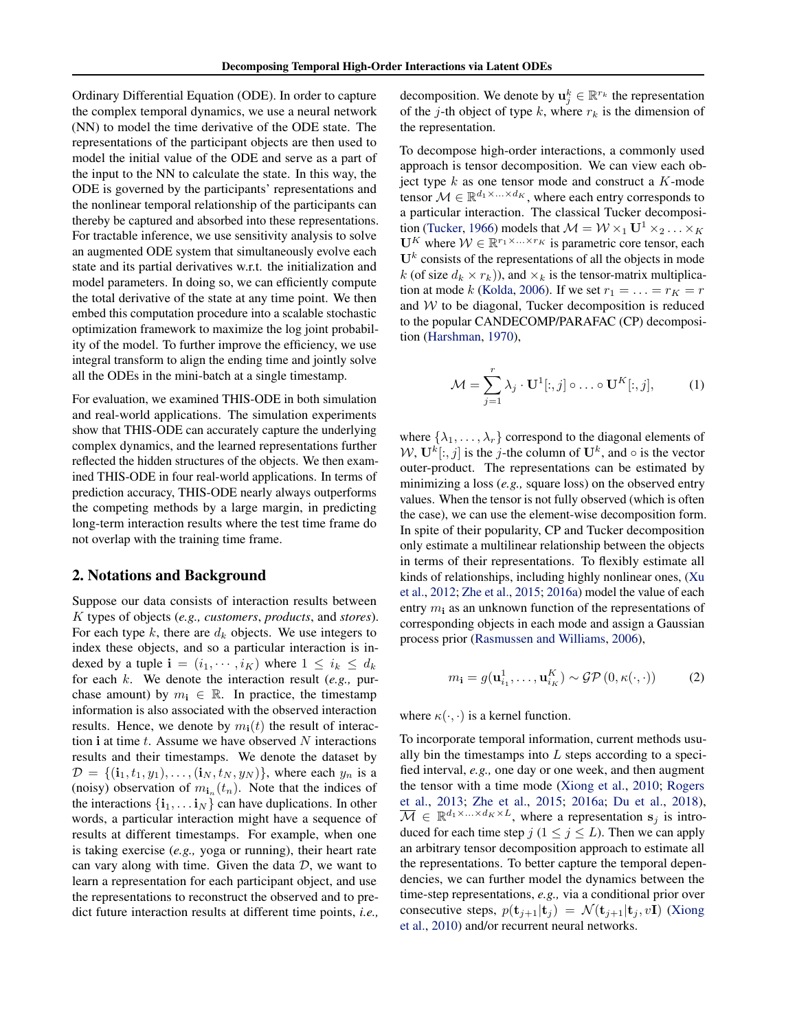Ordinary Differential Equation (ODE). In order to capture the complex temporal dynamics, we use a neural network (NN) to model the time derivative of the ODE state. The representations of the participant objects are then used to model the initial value of the ODE and serve as a part of the input to the NN to calculate the state. In this way, the ODE is governed by the participants' representations and the nonlinear temporal relationship of the participants can thereby be captured and absorbed into these representations. For tractable inference, we use sensitivity analysis to solve an augmented ODE system that simultaneously evolve each state and its partial derivatives w.r.t. the initialization and model parameters. In doing so, we can efficiently compute the total derivative of the state at any time point. We then embed this computation procedure into a scalable stochastic optimization framework to maximize the log joint probability of the model. To further improve the efficiency, we use integral transform to align the ending time and jointly solve all the ODEs in the mini-batch at a single timestamp.

For evaluation, we examined THIS-ODE in both simulation and real-world applications. The simulation experiments show that THIS-ODE can accurately capture the underlying complex dynamics, and the learned representations further reflected the hidden structures of the objects. We then examined THIS-ODE in four real-world applications. In terms of prediction accuracy, THIS-ODE nearly always outperforms the competing methods by a large margin, in predicting long-term interaction results where the test time frame do not overlap with the training time frame.

## 2. Notations and Background

Suppose our data consists of interaction results between $K$ types of objects (*e.g., customers*, *products*, and *stores*). For each type $k$, there are $d_k$ objects. We use integers to index these objects, and so a particular interaction is indexed by a tuple $\mathbf{i} = (i_1, \cdots, i_K)$ where $1 \leq i_k \leq d_k$ for each $k$. We denote the interaction result (*e.g.,* purchase amount) by $m_{\mathbf{i}} \in \mathbb{R}$. In practice, the timestamp information is also associated with the observed interaction results. Hence, we denote by $m_{\mathbf{i}}(t)$ the result of interaction $\mathbf{i}$ at time $t$. Assume we have observed $N$ interactions results and their timestamps. We denote the dataset by $\mathcal{D} = \{(\mathbf{i}_1, t_1, y_1), \ldots, (\mathbf{i}_N, t_N, y_N)\}$, where each $y_n$ is a (noisy) observation of $m_{\mathbf{i}_n}(t_n)$. Note that the indices of the interactions $\{\mathbf{i}_1, \ldots \mathbf{i}_N\}$ can have duplications. In other words, a particular interaction might have a sequence of results at different timestamps. For example, when one is taking exercise (*e.g.,* yoga or running), their heart rate can vary along with time. Given the data $\mathcal{D}$, we want to learn a representation for each participant object, and use the representations to reconstruct the observed and to predict future interaction results at different time points, *i.e.,* decomposition. We denote by $\mathbf{u}_j^k \in \mathbb{R}^{r_k}$ the representation of the $j$-th object of type $k$, where $r_k$ is the dimension of the representation.

To decompose high-order interactions, a commonly used approach is tensor decomposition. We can view each object type $k$ as one tensor mode and construct a $K$-mode tensor $\mathcal{M} \in \mathbb{R}^{d_1 \times \ldots \times d_K}$, where each entry corresponds to a particular interaction. The classical Tucker decomposition (Tucker, 1966) models that $\mathcal{M} = \mathcal{W} \times_1 \mathbf{U}^1 \times_2 \ldots \times_K \mathbf{U}^K$ where $\mathcal{W} \in \mathbb{R}^{r_1 \times \ldots \times r_K}$ is parametric core tensor, each $\mathbf{U}^k$ consists of the representations of all the objects in mode $k$ (of size $d_k \times r_k$)), and $\times_k$ is the tensor-matrix multiplication at mode $k$ (Kolda, 2006). If we set $r_1 = \ldots = r_K = r$ and $\mathcal{W}$ to be diagonal, Tucker decomposition is reduced to the popular CANDECOMP/PARAFAC (CP) decomposition (Harshman, 1970),

$$\mathcal{M} = \sum_{j=1}^{r} \lambda_j \cdot \mathbf{U}^1[:, j] \circ \ldots \circ \mathbf{U}^K[:, j], \tag{1}$$

where $\{\lambda_1, \ldots, \lambda_r\}$ correspond to the diagonal elements of $\mathcal{W}$, $\mathbf{U}^k[:, j]$ is the $j$-the column of $\mathbf{U}^k$, and $\circ$ is the vector outer-product. The representations can be estimated by minimizing a loss (*e.g.,* square loss) on the observed entry values. When the tensor is not fully observed (which is often the case), we can use the element-wise decomposition form. In spite of their popularity, CP and Tucker decomposition only estimate a multilinear relationship between the objects in terms of their representations. To flexibly estimate all kinds of relationships, including highly nonlinear ones, (Xu et al., 2012; Zhe et al., 2015; 2016a) model the value of each entry $m_{\mathbf{i}}$ as an unknown function of the representations of corresponding objects in each mode and assign a Gaussian process prior (Rasmussen and Williams, 2006),

$$m_{\mathbf{i}} = g(\mathbf{u}_{i_1}^1, \ldots, \mathbf{u}_{i_K}^K) \sim \mathcal{GP}\left(0, \kappa(\cdot, \cdot)\right) \tag{2}$$

where $\kappa(\cdot, \cdot)$ is a kernel function.

To incorporate temporal information, current methods usually bin the timestamps into $L$ steps according to a specified interval, *e.g.,* one day or one week, and then augment the tensor with a time mode (Xiong et al., 2010; Rogers et al., 2013; Zhe et al., 2015; 2016a; Du et al., 2018), $\overline{\mathcal{M}} \in \mathbb{R}^{d_1 \times \ldots \times d_K \times L}$, where a representation $\mathbf{s}_j$ is introduced for each time step $j$ ($1 \leq j \leq L$). Then we can apply an arbitrary tensor decomposition approach to estimate all the representations. To better capture the temporal dependencies, we can further model the dynamics between the time-step representations, *e.g.,* via a conditional prior over consecutive steps, $p(\mathbf{t}_{j+1}|\mathbf{t}_j) = \mathcal{N}(\mathbf{t}_{j+1}|\mathbf{t}_j, v\mathbf{I})$ (Xiong et al., 2010) and/or recurrent neural networks.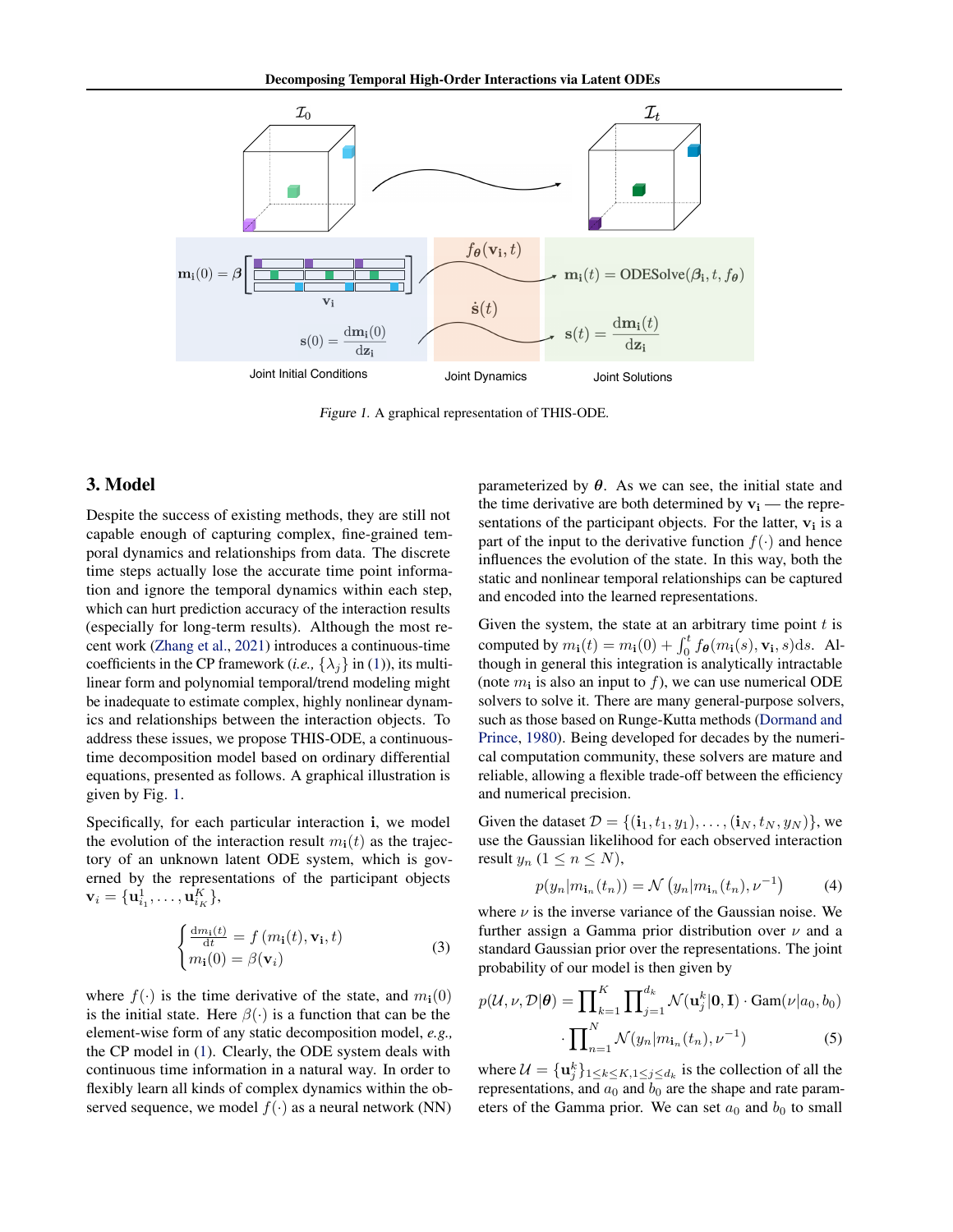Figure 1. A graphical representation of THIS-ODE.

## 3. Model

Despite the success of existing methods, they are still not capable enough of capturing complex, fine-grained temporal dynamics and relationships from data. The discrete time steps actually lose the accurate time point information and ignore the temporal dynamics within each step, which can hurt prediction accuracy of the interaction results (especially for long-term results). Although the most recent work (Zhang et al., 2021) introduces a continuous-time coefficients in the CP framework (*i.e.,* $\{\lambda_j\}$ in (1)), its multilinear form and polynomial temporal/trend modeling might be inadequate to estimate complex, highly nonlinear dynamics and relationships between the interaction objects. To address these issues, we propose THIS-ODE, a continuous-time decomposition model based on ordinary differential equations, presented as follows. A graphical illustration is given by Fig. 1.

Specifically, for each particular interaction $\mathbf{i}$, we model the evolution of the interaction result $m_{\mathbf{i}}(t)$ as the trajectory of an unknown latent ODE system, which is governed by the representations of the participant objects $\mathbf{v}_i = \{\mathbf{u}^1_{i_1}, \ldots, \mathbf{u}^K_{i_K}\}$,

$$
\begin{cases} \frac{\mathrm{d}m_{\mathbf{i}}(t)}{\mathrm{d}t} = f\left(m_{\mathbf{i}}(t), \mathbf{v}_{\mathbf{i}}, t\right) \\ m_{\mathbf{i}}(0) = \beta(\mathbf{v}_{\mathbf{i}}) \end{cases} \tag{3}
$$

where $f(\cdot)$ is the time derivative of the state, and $m_{\mathbf{i}}(0)$ is the initial state. Here $\beta(\cdot)$ is a function that can be the element-wise form of any static decomposition model, *e.g.,* the CP model in (1). Clearly, the ODE system deals with continuous time information in a natural way. In order to flexibly learn all kinds of complex dynamics within the observed sequence, we model $f(\cdot)$ as a neural network (NN) parameterized by $\boldsymbol{\theta}$. As we can see, the initial state and the time derivative are both determined by $\mathbf{v}_{\mathbf{i}}$ — the representations of the participant objects. For the latter, $\mathbf{v}_{\mathbf{i}}$ is a part of the input to the derivative function $f(\cdot)$ and hence influences the evolution of the state. In this way, both the static and nonlinear temporal relationships can be captured and encoded into the learned representations.

Given the system, the state at an arbitrary time point $t$ is computed by $m_{\mathbf{i}}(t) = m_{\mathbf{i}}(0) + \int_0^t f_{\boldsymbol{\theta}}(m_{\mathbf{i}}(s), \mathbf{v}_{\mathbf{i}}, s)\mathrm{d}s$. Although in general this integration is analytically intractable (note $m_{\mathbf{i}}$ is also an input to $f$), we can use numerical ODE solvers to solve it. There are many general-purpose solvers, such as those based on Runge-Kutta methods (Dormand and Prince, 1980). Being developed for decades by the numerical computation community, these solvers are mature and reliable, allowing a flexible trade-off between the efficiency and numerical precision.

Given the dataset $\mathcal{D} = \{(\mathbf{i}_1, t_1, y_1), \ldots, (\mathbf{i}_N, t_N, y_N)\}$, we use the Gaussian likelihood for each observed interaction result $y_n$ ($1 \le n \le N$),

$$
p(y_n | m_{\mathbf{i}_n}(t_n)) = \mathcal{N}\left(y_n | m_{\mathbf{i}_n}(t_n), \nu^{-1}\right) \tag{4}
$$

where $\nu$ is the inverse variance of the Gaussian noise. We further assign a Gamma prior distribution over $\nu$ and a standard Gaussian prior over the representations. The joint probability of our model is then given by

$$
p(\mathcal{U}, \nu, \mathcal{D}|\boldsymbol{\theta}) = \prod_{k=1}^{K} \prod_{j=1}^{d_k} \mathcal{N}(\mathbf{u}^k_j | \mathbf{0}, \mathbf{I}) \cdot \mathrm{Gam}(\nu | a_0, b_0) \cdot \prod_{n=1}^{N} \mathcal{N}(y_n | m_{\mathbf{i}_n}(t_n), \nu^{-1}) \tag{5}
$$

where $\mathcal{U} = \{\mathbf{u}^k_j\}_{1 \le k \le K, 1 \le j \le d_k}$ is the collection of all the representations, and $a_0$ and $b_0$ are the shape and rate parameters of the Gamma prior. We can set $a_0$ and $b_0$ to small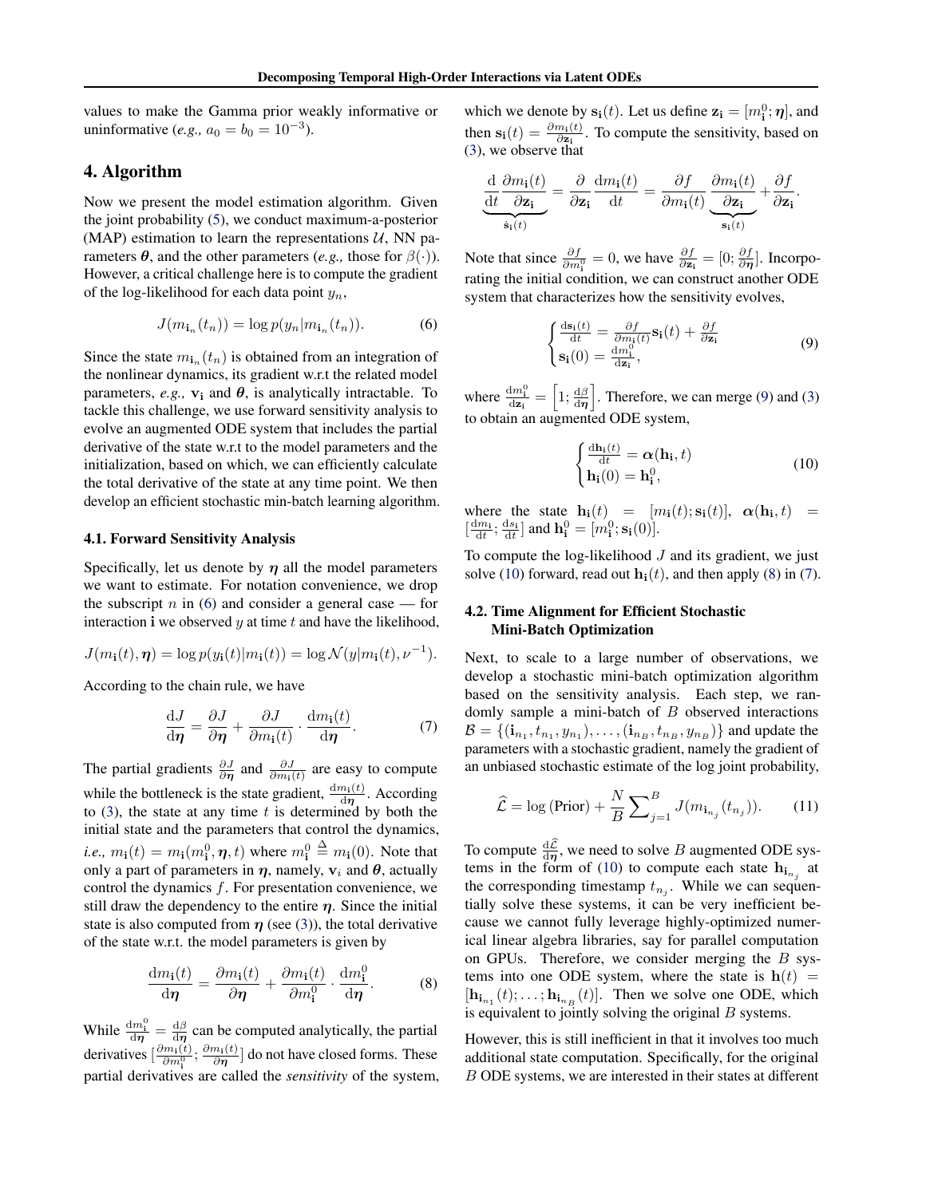values to make the Gamma prior weakly informative or uninformative (*e.g.,* $a_0 = b_0 = 10^{-3}$).

## 4. Algorithm

Now we present the model estimation algorithm. Given the joint probability (5), we conduct maximum-a-posterior (MAP) estimation to learn the representations $\mathcal{U}$, NN parameters $\boldsymbol{\theta}$, and the other parameters (*e.g.,* those for $\beta(\cdot)$). However, a critical challenge here is to compute the gradient of the log-likelihood for each data point $y_n$,

$$J(m_{\mathbf{i}_n}(t_n)) = \log p(y_n | m_{\mathbf{i}_n}(t_n)). \tag{6}$$

Since the state $m_{\mathbf{i}_n}(t_n)$ is obtained from an integration of the nonlinear dynamics, its gradient w.r.t the related model parameters, *e.g.,* $\mathbf{v}_\mathbf{i}$ and $\boldsymbol{\theta}$, is analytically intractable. To tackle this challenge, we use forward sensitivity analysis to evolve an augmented ODE system that includes the partial derivative of the state w.r.t to the model parameters and the initialization, based on which, we can efficiently calculate the total derivative of the state at any time point. We then develop an efficient stochastic min-batch learning algorithm.

### 4.1. Forward Sensitivity Analysis

Specifically, let us denote by $\boldsymbol{\eta}$ all the model parameters we want to estimate. For notation convenience, we drop the subscript $n$ in (6) and consider a general case — for interaction $\mathbf{i}$ we observed $y$ at time $t$ and have the likelihood,

$$J(m_\mathbf{i}(t), \boldsymbol{\eta}) = \log p(y_\mathbf{i}(t) | m_\mathbf{i}(t)) = \log \mathcal{N}(y | m_\mathbf{i}(t), \nu^{-1}).$$

According to the chain rule, we have

$$\frac{\mathrm{d}J}{\mathrm{d}\boldsymbol{\eta}} = \frac{\partial J}{\partial \boldsymbol{\eta}} + \frac{\partial J}{\partial m_\mathbf{i}(t)} \cdot \frac{\mathrm{d}m_\mathbf{i}(t)}{\mathrm{d}\boldsymbol{\eta}}. \tag{7}$$

The partial gradients $\frac{\partial J}{\partial \boldsymbol{\eta}}$ and $\frac{\partial J}{\partial m_\mathbf{i}(t)}$ are easy to compute while the bottleneck is the state gradient, $\frac{\mathrm{d}m_\mathbf{i}(t)}{\mathrm{d}\boldsymbol{\eta}}$. According to (3), the state at any time $t$ is determined by both the initial state and the parameters that control the dynamics, *i.e.,* $m_\mathbf{i}(t) = m_\mathbf{i}(m_\mathbf{i}^0, \boldsymbol{\eta}, t)$ where $m_\mathbf{i}^0 \triangleq m_\mathbf{i}(0)$. Note that only a part of parameters in $\boldsymbol{\eta}$, namely, $\mathbf{v}_i$ and $\boldsymbol{\theta}$, actually control the dynamics $f$. For presentation convenience, we still draw the dependency to the entire $\boldsymbol{\eta}$. Since the initial state is also computed from $\boldsymbol{\eta}$ (see (3)), the total derivative of the state w.r.t. the model parameters is given by

$$\frac{\mathrm{d}m_\mathbf{i}(t)}{\mathrm{d}\boldsymbol{\eta}} = \frac{\partial m_\mathbf{i}(t)}{\partial \boldsymbol{\eta}} + \frac{\partial m_\mathbf{i}(t)}{\partial m_\mathbf{i}^0} \cdot \frac{\mathrm{d}m_\mathbf{i}^0}{\mathrm{d}\boldsymbol{\eta}}. \tag{8}$$

While $\frac{\mathrm{d}m_\mathbf{i}^0}{\mathrm{d}\boldsymbol{\eta}} = \frac{\mathrm{d}\beta}{\mathrm{d}\boldsymbol{\eta}}$ can be computed analytically, the partial derivatives $[\frac{\partial m_\mathbf{i}(t)}{\partial m_\mathbf{i}^0}; \frac{\partial m_\mathbf{i}(t)}{\partial \boldsymbol{\eta}}]$ do not have closed forms. These partial derivatives are called the *sensitivity* of the system, which we denote by $\mathbf{s}_\mathbf{i}(t)$. Let us define $\mathbf{z}_\mathbf{i} = [m_\mathbf{i}^0; \boldsymbol{\eta}]$, and then $\mathbf{s}_\mathbf{i}(t) = \frac{\partial m_\mathbf{i}(t)}{\partial \mathbf{z}_\mathbf{i}}$. To compute the sensitivity, based on (3), we observe that

$$\underbrace{\frac{\mathrm{d}}{\mathrm{d}t}\frac{\partial m_\mathbf{i}(t)}{\partial \mathbf{z}_\mathbf{i}}}_{\dot{\mathbf{s}}_\mathbf{i}(t)} = \frac{\partial}{\partial \mathbf{z}_\mathbf{i}}\frac{\mathrm{d}m_\mathbf{i}(t)}{\mathrm{d}t} = \frac{\partial f}{\partial m_\mathbf{i}(t)} \underbrace{\frac{\partial m_\mathbf{i}(t)}{\partial \mathbf{z}_\mathbf{i}}}_{\mathbf{s}_\mathbf{i}(t)} + \frac{\partial f}{\partial \mathbf{z}_\mathbf{i}}.$$

Note that since $\frac{\partial f}{\partial m_\mathbf{i}^0} = 0$, we have $\frac{\partial f}{\partial \mathbf{z}_\mathbf{i}} = [0; \frac{\partial f}{\partial \boldsymbol{\eta}}]$. Incorporating the initial condition, we can construct another ODE system that characterizes how the sensitivity evolves,

$$\begin{cases} \frac{\mathrm{d}\mathbf{s}_\mathbf{i}(t)}{\mathrm{d}t} = \frac{\partial f}{\partial m_\mathbf{i}(t)}\mathbf{s}_\mathbf{i}(t) + \frac{\partial f}{\partial \mathbf{z}_\mathbf{i}} \\ \mathbf{s}_\mathbf{i}(0) = \frac{\mathrm{d}m_\mathbf{i}^0}{\mathrm{d}\mathbf{z}_\mathbf{i}}, \end{cases} \tag{9}$$

where $\frac{\mathrm{d}m_\mathbf{i}^0}{\mathrm{d}\mathbf{z}_\mathbf{i}} = \left[1; \frac{\mathrm{d}\beta}{\mathrm{d}\boldsymbol{\eta}}\right]$. Therefore, we can merge (9) and (3) to obtain an augmented ODE system,

$$\begin{cases} \frac{\mathrm{d}\mathbf{h}_\mathbf{i}(t)}{\mathrm{d}t} = \boldsymbol{\alpha}(\mathbf{h}_\mathbf{i}, t) \\ \mathbf{h}_\mathbf{i}(0) = \mathbf{h}_\mathbf{i}^0, \end{cases} \tag{10}$$

where the state $\mathbf{h}_\mathbf{i}(t) = [m_\mathbf{i}(t); \mathbf{s}_\mathbf{i}(t)]$, $\boldsymbol{\alpha}(\mathbf{h}_\mathbf{i}, t) = [\frac{\mathrm{d}m_\mathbf{i}}{\mathrm{d}t}; \frac{\mathrm{d}s_\mathbf{i}}{\mathrm{d}t}]$ and $\mathbf{h}_\mathbf{i}^0 = [m_\mathbf{i}^0; \mathbf{s}_\mathbf{i}(0)]$.

To compute the log-likelihood $J$ and its gradient, we just solve (10) forward, read out $\mathbf{h}_\mathbf{i}(t)$, and then apply (8) in (7).

### 4.2. Time Alignment for Efficient Stochastic Mini-Batch Optimization

Next, to scale to a large number of observations, we develop a stochastic mini-batch optimization algorithm based on the sensitivity analysis. Each step, we randomly sample a mini-batch of $B$ observed interactions $\mathcal{B} = \{(\mathbf{i}_{n_1}, t_{n_1}, y_{n_1}), \ldots, (\mathbf{i}_{n_B}, t_{n_B}, y_{n_B})\}$ and update the parameters with a stochastic gradient, namely the gradient of an unbiased stochastic estimate of the log joint probability,

$$\widehat{\mathcal{L}} = \log(\text{Prior}) + \frac{N}{B}\sum\nolimits_{j=1}^{B} J(m_{\mathbf{i}_{n_j}}(t_{n_j})). \tag{11}$$

To compute $\frac{\mathrm{d}\widehat{\mathcal{L}}}{\mathrm{d}\boldsymbol{\eta}}$, we need to solve $B$ augmented ODE systems in the form of (10) to compute each state $\mathbf{h}_{\mathbf{i}_{n_j}}$ at the corresponding timestamp $t_{n_j}$. While we can sequentially solve these systems, it can be very inefficient because we cannot fully leverage highly-optimized numerical linear algebra libraries, say for parallel computation on GPUs. Therefore, we consider merging the $B$ systems into one ODE system, where the state is $\mathbf{h}(t) = [\mathbf{h}_{\mathbf{i}_{n_1}}(t); \ldots; \mathbf{h}_{\mathbf{i}_{n_B}}(t)]$. Then we solve one ODE, which is equivalent to jointly solving the original $B$ systems.

However, this is still inefficient in that it involves too much additional state computation. Specifically, for the original $B$ ODE systems, we are interested in their states at different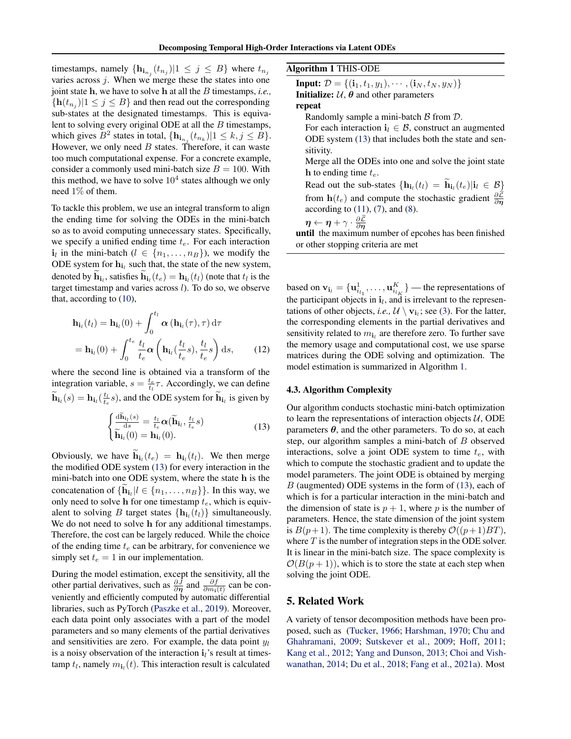timestamps, namely $\{\mathbf{h}_{\mathbf{i}_{n_j}}(t_{n_j})|1 \le j \le B\}$ where $t_{n_j}$ varies across $j$. When we merge these the states into one joint state $\mathbf{h}$, we have to solve $\mathbf{h}$ at all the $B$ timestamps, *i.e.,* $\{\mathbf{h}(t_{n_j})|1 \le j \le B\}$ and then read out the corresponding sub-states at the designated timestamps. This is equivalent to solving every original ODE at all the $B$ timestamps, which gives $B^2$ states in total, $\{\mathbf{h}_{\mathbf{i}_{n_j}}(t_{n_k})|1 \le k, j \le B\}$. However, we only need $B$ states. Therefore, it can waste too much computational expense. For a concrete example, consider a commonly used mini-batch size $B = 100$. With this method, we have to solve $10^4$ states although we only need 1% of them.

To tackle this problem, we use an integral transform to align the ending time for solving the ODEs in the mini-batch so as to avoid computing unnecessary states. Specifically, we specify a unified ending time $t_e$. For each interaction $\mathbf{i}_l$ in the mini-batch ($l \in \{n_1, \ldots, n_B\}$), we modify the ODE system for $\mathbf{h}_{\mathbf{i}_l}$ such that, the state of the new system, denoted by $\widetilde{\mathbf{h}}_{\mathbf{i}_l}$, satisfies $\widetilde{\mathbf{h}}_{\mathbf{i}_l}(t_e) = \mathbf{h}_{\mathbf{i}_l}(t_l)$ (note that $t_l$ is the target timestamp and varies across $l$). To do so, we observe that, according to (10),

$$
\begin{aligned}
\mathbf{h}_{\mathbf{i}_l}(t_l) &= \mathbf{h}_{\mathbf{i}_l}(0) + \int_0^{t_l} \boldsymbol{\alpha}\left(\mathbf{h}_{\mathbf{i}_l}(\tau), \tau\right) \mathrm{d}\tau \\
&= \mathbf{h}_{\mathbf{i}_l}(0) + \int_0^{t_e} \frac{t_l}{t_e} \boldsymbol{\alpha}\left(\mathbf{h}_{\mathbf{i}_l}(\frac{t_l}{t_e}s), \frac{t_l}{t_e}s\right) \mathrm{d}s, \qquad (12)
\end{aligned}
$$

where the second line is obtained via a transform of the integration variable, $s = \frac{t_e}{t_l}\tau$. Accordingly, we can define $\widetilde{\mathbf{h}}_{\mathbf{i}_l}(s) = \mathbf{h}_{\mathbf{i}_l}(\frac{t_l}{t_e}s)$, and the ODE system for $\widetilde{\mathbf{h}}_{\mathbf{i}_l}$ is given by

$$
\begin{cases}
\frac{\mathrm{d}\widetilde{\mathbf{h}}_{\mathbf{i}_l}(s)}{\mathrm{d}s} = \frac{t_l}{t_e}\boldsymbol{\alpha}(\widetilde{\mathbf{h}}_{\mathbf{i}_l}, \frac{t_l}{t_e}s) \\
\widetilde{\mathbf{h}}_{\mathbf{i}_l}(0) = \mathbf{h}_{\mathbf{i}_l}(0).
\end{cases} \qquad (13)
$$

Obviously, we have $\widetilde{\mathbf{h}}_{\mathbf{i}_l}(t_e) = \mathbf{h}_{\mathbf{i}_l}(t_l)$. We then merge the modified ODE system (13) for every interaction in the mini-batch into one ODE system, where the state $\mathbf{h}$ is the concatenation of $\{\widetilde{\mathbf{h}}_{\mathbf{i}_l}|l \in \{n_1, \ldots, n_B\}\}$. In this way, we only need to solve $\mathbf{h}$ for one timestamp $t_e$, which is equivalent to solving $B$ target states $\{\mathbf{h}_{\mathbf{i}_l}(t_l)\}$ simultaneously. We do not need to solve $\mathbf{h}$ for any additional timestamps. Therefore, the cost can be largely reduced. While the choice of the ending time $t_e$ can be arbitrary, for convenience we simply set $t_e = 1$ in our implementation.

During the model estimation, except the sensitivity, all the other partial derivatives, such as $\frac{\partial J}{\partial \boldsymbol{\eta}}$ and $\frac{\partial f}{\partial m_{\mathbf{i}}(t)}$ can be conveniently and efficiently computed by automatic differential libraries, such as PyTorch (Paszke et al., 2019). Moreover, each data point only associates with a part of the model parameters and so many elements of the partial derivatives and sensitivities are zero. For example, the data point $y_l$ is a noisy observation of the interaction $\mathbf{i}_l$'s result at timestamp $t_l$, namely $m_{\mathbf{i}_l}(t)$. This interaction result is calculated based on $\mathbf{v}_{\mathbf{i}_l} = \{\mathbf{u}^1_{i_{l_1}}, \ldots, \mathbf{u}^K_{i_{l_K}}\}$ — the representations of the participant objects in $\mathbf{i}_l$, and is irrelevant to the representations of other objects, *i.e.,* $\mathcal{U} \setminus \mathbf{v}_{\mathbf{i}_l}$; see (3). For the latter, the corresponding elements in the partial derivatives and sensitivity related to $m_{\mathbf{i}_l}$ are therefore zero. To further save the memory usage and computational cost, we use sparse matrices during the ODE solving and optimization. The model estimation is summarized in Algorithm 1.

**Algorithm 1** THIS-ODE

**Input:** $\mathcal{D} = \{(\mathbf{i}_1, t_1, y_1), \cdots, (\mathbf{i}_N, t_N, y_N)\}$
**Initialize:** $\mathcal{U}$, $\boldsymbol{\theta}$ and other parameters
**repeat**
  Randomly sample a mini-batch $\mathcal{B}$ from $\mathcal{D}$.
  For each interaction $\mathbf{i}_l \in \mathcal{B}$, construct an augmented ODE system (13) that includes both the state and sensitivity.
  Merge all the ODEs into one and solve the joint state $\mathbf{h}$ to ending time $t_e$.
  Read out the sub-states $\{\mathbf{h}_{\mathbf{i}_l}(t_l) = \widetilde{\mathbf{h}}_{\mathbf{i}_l}(t_e)|\mathbf{i}_l \in \mathcal{B}\}$ from $\mathbf{h}(t_e)$ and compute the stochastic gradient $\frac{\partial \widehat{\mathcal{L}}}{\partial \boldsymbol{\eta}}$ according to (11), (7), and (8).
  $\boldsymbol{\eta} \leftarrow \boldsymbol{\eta} + \gamma \cdot \frac{\partial \widehat{\mathcal{L}}}{\partial \boldsymbol{\eta}}$
**until** the maximum number of epcohes has been finished or other stopping criteria are met

### 4.3. Algorithm Complexity

Our algorithm conducts stochastic mini-batch optimization to learn the representations of interaction objects $\mathcal{U}$, ODE parameters $\boldsymbol{\theta}$, and the other parameters. To do so, at each step, our algorithm samples a mini-batch of $B$ observed interactions, solve a joint ODE system to time $t_e$, with which to compute the stochastic gradient and to update the model parameters. The joint ODE is obtained by merging $B$ (augmented) ODE systems in the form of (13), each of which is for a particular interaction in the mini-batch and the dimension of state is $p + 1$, where $p$ is the number of parameters. Hence, the state dimension of the joint system is $B(p+1)$. The time complexity is thereby $\mathcal{O}((p+1)BT)$, where $T$ is the number of integration steps in the ODE solver. It is linear in the mini-batch size. The space complexity is $\mathcal{O}(B(p+1))$, which is to store the state at each step when solving the joint ODE.

## 5. Related Work

A variety of tensor decomposition methods have been proposed, such as (Tucker, 1966; Harshman, 1970; Chu and Ghahramani, 2009; Sutskever et al., 2009; Hoff, 2011; Kang et al., 2012; Yang and Dunson, 2013; Choi and Vishwanathan, 2014; Du et al., 2018; Fang et al., 2021a). Most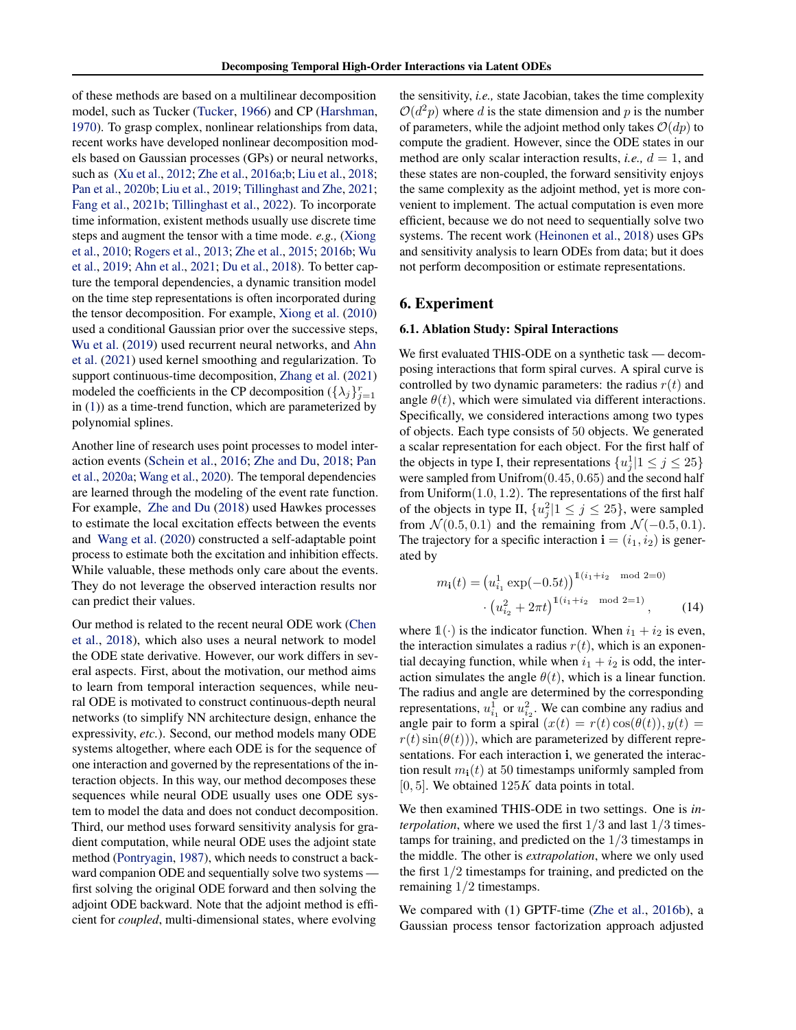of these methods are based on a multilinear decomposition model, such as Tucker (Tucker, 1966) and CP (Harshman, 1970). To grasp complex, nonlinear relationships from data, recent works have developed nonlinear decomposition models based on Gaussian processes (GPs) or neural networks, such as (Xu et al., 2012; Zhe et al., 2016a;b; Liu et al., 2018; Pan et al., 2020b; Liu et al., 2019; Tillinghast and Zhe, 2021; Fang et al., 2021b; Tillinghast et al., 2022). To incorporate time information, existent methods usually use discrete time steps and augment the tensor with a time mode. *e.g.,* (Xiong et al., 2010; Rogers et al., 2013; Zhe et al., 2015; 2016b; Wu et al., 2019; Ahn et al., 2021; Du et al., 2018). To better capture the temporal dependencies, a dynamic transition model on the time step representations is often incorporated during the tensor decomposition. For example, Xiong et al. (2010) used a conditional Gaussian prior over the successive steps, Wu et al. (2019) used recurrent neural networks, and Ahn et al. (2021) used kernel smoothing and regularization. To support continuous-time decomposition, Zhang et al. (2021) modeled the coefficients in the CP decomposition ($\{\lambda_j\}_{j=1}^r$ in (1)) as a time-trend function, which are parameterized by polynomial splines.

Another line of research uses point processes to model interaction events (Schein et al., 2016; Zhe and Du, 2018; Pan et al., 2020a; Wang et al., 2020). The temporal dependencies are learned through the modeling of the event rate function. For example, Zhe and Du (2018) used Hawkes processes to estimate the local excitation effects between the events and Wang et al. (2020) constructed a self-adaptable point process to estimate both the excitation and inhibition effects. While valuable, these methods only care about the events. They do not leverage the observed interaction results nor can predict their values.

Our method is related to the recent neural ODE work (Chen et al., 2018), which also uses a neural network to model the ODE state derivative. However, our work differs in several aspects. First, about the motivation, our method aims to learn from temporal interaction sequences, while neural ODE is motivated to construct continuous-depth neural networks (to simplify NN architecture design, enhance the expressivity, *etc.*). Second, our method models many ODE systems altogether, where each ODE is for the sequence of one interaction and governed by the representations of the interaction objects. In this way, our method decomposes these sequences while neural ODE usually uses one ODE system to model the data and does not conduct decomposition. Third, our method uses forward sensitivity analysis for gradient computation, while neural ODE uses the adjoint state method (Pontryagin, 1987), which needs to construct a backward companion ODE and sequentially solve two systems — first solving the original ODE forward and then solving the adjoint ODE backward. Note that the adjoint method is efficient for *coupled*, multi-dimensional states, where evolving the sensitivity, *i.e.,* state Jacobian, takes the time complexity $\mathcal{O}(d^2p)$ where $d$ is the state dimension and $p$ is the number of parameters, while the adjoint method only takes $\mathcal{O}(dp)$ to compute the gradient. However, since the ODE states in our method are only scalar interaction results, *i.e.,* $d = 1$, and these states are non-coupled, the forward sensitivity enjoys the same complexity as the adjoint method, yet is more convenient to implement. The actual computation is even more efficient, because we do not need to sequentially solve two systems. The recent work (Heinonen et al., 2018) uses GPs and sensitivity analysis to learn ODEs from data; but it does not perform decomposition or estimate representations.

## 6. Experiment

### 6.1. Ablation Study: Spiral Interactions

We first evaluated THIS-ODE on a synthetic task — decomposing interactions that form spiral curves. A spiral curve is controlled by two dynamic parameters: the radius $r(t)$ and angle $\theta(t)$, which were simulated via different interactions. Specifically, we considered interactions among two types of objects. Each type consists of 50 objects. We generated a scalar representation for each object. For the first half of the objects in type I, their representations $\{u_j^1 | 1 \le j \le 25\}$ were sampled from Unifrom$(0.45, 0.65)$ and the second half from Uniform$(1.0, 1.2)$. The representations of the first half of the objects in type II, $\{u_j^2 | 1 \le j \le 25\}$, were sampled from $\mathcal{N}(0.5, 0.1)$ and the remaining from $\mathcal{N}(-0.5, 0.1)$. The trajectory for a specific interaction $\mathbf{i} = (i_1, i_2)$ is generated by

$$
\begin{aligned}
m_{\mathbf{i}}(t) = &\left(u_{i_1}^1 \exp(-0.5t)\right)^{\mathbb{1}(i_1+i_2 \mod 2=0)} \\
&\cdot \left(u_{i_2}^2 + 2\pi t\right)^{\mathbb{1}(i_1+i_2 \mod 2=1)}, \qquad (14)
\end{aligned}
$$

where $\mathbb{1}(\cdot)$ is the indicator function. When $i_1 + i_2$ is even, the interaction simulates a radius $r(t)$, which is an exponential decaying function, while when $i_1 + i_2$ is odd, the interaction simulates the angle $\theta(t)$, which is a linear function. The radius and angle are determined by the corresponding representations, $u_{i_1}^1$ or $u_{i_2}^2$. We can combine any radius and angle pair to form a spiral $(x(t) = r(t)\cos(\theta(t)), y(t) = r(t)\sin(\theta(t)))$, which are parameterized by different representations. For each interaction $\mathbf{i}$, we generated the interaction result $m_{\mathbf{i}}(t)$ at 50 timestamps uniformly sampled from $[0, 5]$. We obtained $125K$ data points in total.

We then examined THIS-ODE in two settings. One is *interpolation*, where we used the first $1/3$ and last $1/3$ timestamps for training, and predicted on the $1/3$ timestamps in the middle. The other is *extrapolation*, where we only used the first $1/2$ timestamps for training, and predicted on the remaining $1/2$ timestamps.

We compared with (1) GPTF-time (Zhe et al., 2016b), a Gaussian process tensor factorization approach adjusted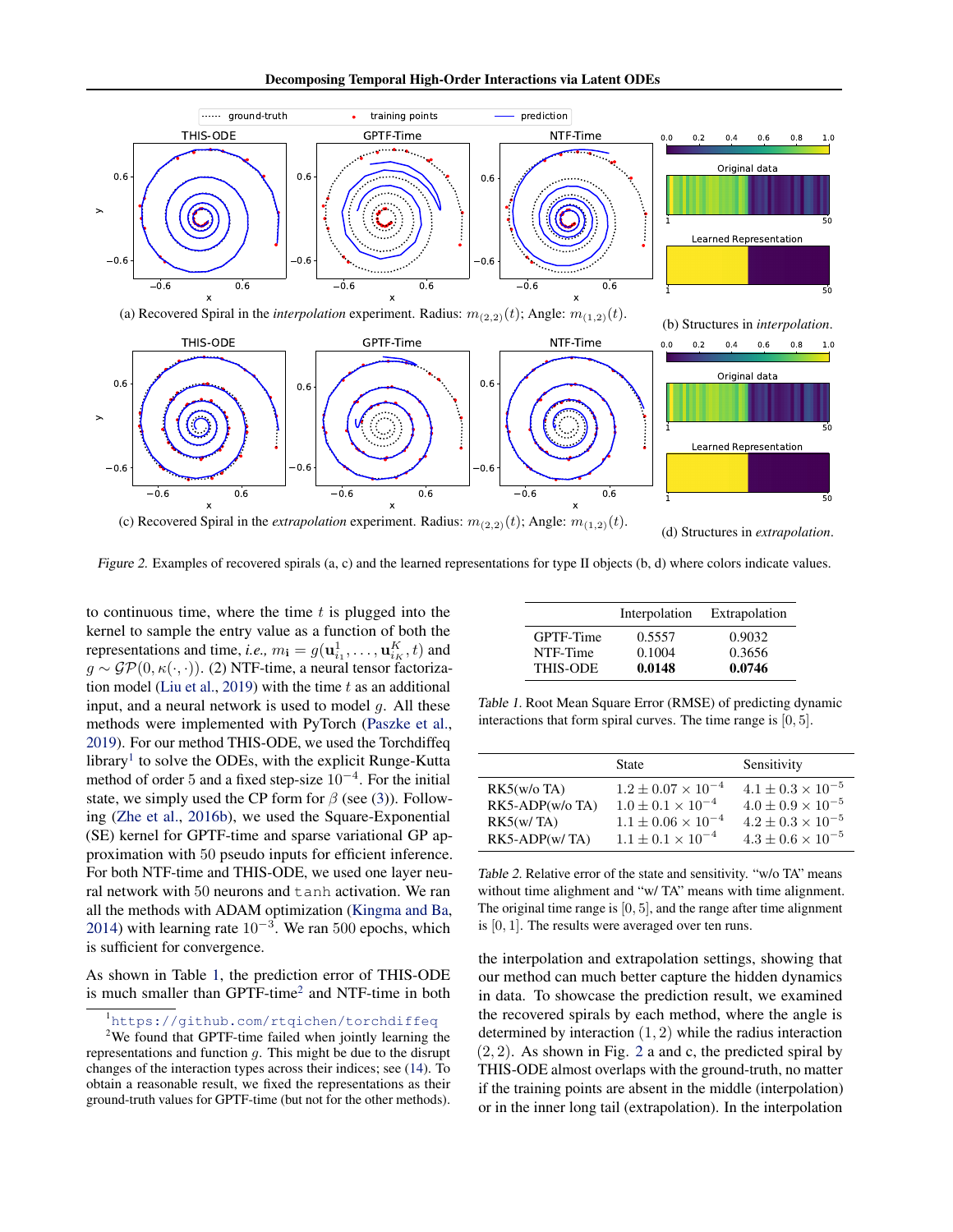(a) Recovered Spiral in the *interpolation* experiment. Radius: $m_{(2,2)}(t)$; Angle: $m_{(1,2)}(t)$.

(b) Structures in *interpolation*.

(c) Recovered Spiral in the *extrapolation* experiment. Radius: $m_{(2,2)}(t)$; Angle: $m_{(1,2)}(t)$.

(d) Structures in *extrapolation*.

*Figure 2.* Examples of recovered spirals (a, c) and the learned representations for type II objects (b, d) where colors indicate values.

to continuous time, where the time $t$ is plugged into the kernel to sample the entry value as a function of both the representations and time, *i.e.,* $m_{\mathbf{i}} = g(\mathbf{u}^1_{i_1}, \ldots, \mathbf{u}^K_{i_K}, t)$ and $g \sim \mathcal{GP}(0, \kappa(\cdot, \cdot))$. (2) NTF-time, a neural tensor factorization model (Liu et al., 2019) with the time $t$ as an additional input, and a neural network is used to model $g$. All these methods were implemented with PyTorch (Paszke et al., 2019). For our method THIS-ODE, we used the Torchdiffeq library[1] to solve the ODEs, with the explicit Runge-Kutta method of order 5 and a fixed step-size $10^{-4}$. For the initial state, we simply used the CP form for $\beta$ (see (3)). Following (Zhe et al., 2016b), we used the Square-Exponential (SE) kernel for GPTF-time and sparse variational GP approximation with 50 pseudo inputs for efficient inference. For both NTF-time and THIS-ODE, we used one layer neural network with 50 neurons and `tanh` activation. We ran all the methods with ADAM optimization (Kingma and Ba, 2014) with learning rate $10^{-3}$. We ran 500 epochs, which is sufficient for convergence.

As shown in Table 1, the prediction error of THIS-ODE is much smaller than GPTF-time[2] and NTF-time in both the interpolation and extrapolation settings, showing that our method can much better capture the hidden dynamics in data. To showcase the prediction result, we examined the recovered spirals by each method, where the angle is determined by interaction $(1, 2)$ while the radius interaction $(2, 2)$. As shown in Fig. 2 a and c, the predicted spiral by THIS-ODE almost overlaps with the ground-truth, no matter if the training points are absent in the middle (interpolation) or in the inner long tail (extrapolation). In the interpolation

| | Interpolation | Extrapolation |
|---|---|---|
| GPTF-Time | 0.5557 | 0.9032 |
| NTF-Time | 0.1004 | 0.3656 |
| THIS-ODE | **0.0148** | **0.0746** |

*Table 1.* Root Mean Square Error (RMSE) of predicting dynamic interactions that form spiral curves. The time range is $[0, 5]$.

| | State | Sensitivity |
|---|---|---|
| RK5(w/o TA) | $1.2 \pm 0.07 \times 10^{-4}$ | $4.1 \pm 0.3 \times 10^{-5}$ |
| RK5-ADP(w/o TA) | $1.0 \pm 0.1 \times 10^{-4}$ | $4.0 \pm 0.9 \times 10^{-5}$ |
| RK5(w/ TA) | $1.1 \pm 0.06 \times 10^{-4}$ | $4.2 \pm 0.3 \times 10^{-5}$ |
| RK5-ADP(w/ TA) | $1.1 \pm 0.1 \times 10^{-4}$ | $4.3 \pm 0.6 \times 10^{-5}$ |

*Table 2.* Relative error of the state and sensitivity. "w/o TA" means without time alignment and "w/ TA" means with time alignment. The original time range is $[0, 5]$, and the range after time alignment is $[0, 1]$. The results were averaged over ten runs.

[1] https://github.com/rtqichen/torchdiffeq

[2] We found that GPTF-time failed when jointly learning the representations and function $g$. This might be due to the disrupt changes of the interaction types across their indices; see (14). To obtain a reasonable result, we fixed the representations as their ground-truth values for GPTF-time (but not for the other methods).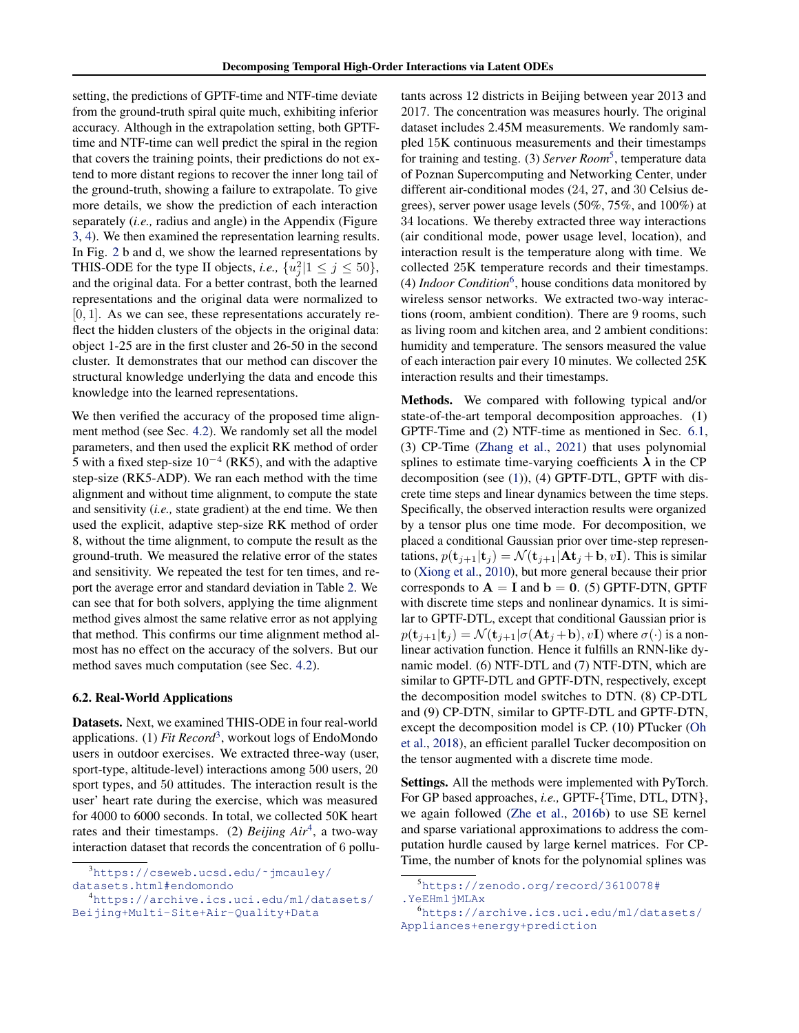setting, the predictions of GPTF-time and NTF-time deviate from the ground-truth spiral quite much, exhibiting inferior accuracy. Although in the extrapolation setting, both GPTF-time and NTF-time can well predict the spiral in the region that covers the training points, their predictions do not extend to more distant regions to recover the inner long tail of the ground-truth, showing a failure to extrapolate. To give more details, we show the prediction of each interaction separately (*i.e.,* radius and angle) in the Appendix (Figure 3, 4). We then examined the representation learning results. In Fig. 2 b and d, we show the learned representations by THIS-ODE for the type II objects, *i.e.,* $\{u_j^2 | 1 \le j \le 50\}$, and the original data. For a better contrast, both the learned representations and the original data were normalized to $[0, 1]$. As we can see, these representations accurately reflect the hidden clusters of the objects in the original data: object 1-25 are in the first cluster and 26-50 in the second cluster. It demonstrates that our method can discover the structural knowledge underlying the data and encode this knowledge into the learned representations.

We then verified the accuracy of the proposed time alignment method (see Sec. 4.2). We randomly set all the model parameters, and then used the explicit RK method of order 5 with a fixed step-size $10^{-4}$ (RK5), and with the adaptive step-size (RK5-ADP). We ran each method with the time alignment and without time alignment, to compute the state and sensitivity (*i.e.,* state gradient) at the end time. We then used the explicit, adaptive step-size RK method of order 8, without the time alignment, to compute the result as the ground-truth. We measured the relative error of the states and sensitivity. We repeated the test for ten times, and report the average error and standard deviation in Table 2. We can see that for both solvers, applying the time alignment method gives almost the same relative error as not applying that method. This confirms our time alignment method almost has no effect on the accuracy of the solvers. But our method saves much computation (see Sec. 4.2).

### 6.2. Real-World Applications

**Datasets.** Next, we examined THIS-ODE in four real-world applications. (1) *Fit Record*[3], workout logs of EndoMondo users in outdoor exercises. We extracted three-way (user, sport-type, altitude-level) interactions among 500 users, 20 sport types, and 50 attitudes. The interaction result is the user' heart rate during the exercise, which was measured for 4000 to 6000 seconds. In total, we collected 50K heart rates and their timestamps. (2) *Beijing Air*[4], a two-way interaction dataset that records the concentration of 6 pollutants across 12 districts in Beijing between year 2013 and 2017. The concentration was measures hourly. The original dataset includes 2.45M measurements. We randomly sampled 15K continuous measurements and their timestamps for training and testing. (3) *Server Room*[5], temperature data of Poznan Supercomputing and Networking Center, under different air-conditional modes (24, 27, and 30 Celsius degrees), server power usage levels (50%, 75%, and 100%) at 34 locations. We thereby extracted three way interactions (air conditional mode, power usage level, location), and interaction result is the temperature along with time. We collected 25K temperature records and their timestamps. (4) *Indoor Condition*[6], house conditions data monitored by wireless sensor networks. We extracted two-way interactions (room, ambient condition). There are 9 rooms, such as living room and kitchen area, and 2 ambient conditions: humidity and temperature. The sensors measured the value of each interaction pair every 10 minutes. We collected 25K interaction results and their timestamps.

**Methods.** We compared with following typical and/or state-of-the-art temporal decomposition approaches. (1) GPTF-Time and (2) NTF-time as mentioned in Sec. 6.1, (3) CP-Time (Zhang et al., 2021) that uses polynomial splines to estimate time-varying coefficients $\boldsymbol{\lambda}$ in the CP decomposition (see (1)), (4) GPTF-DTL, GPTF with discrete time steps and linear dynamics between the time steps. Specifically, the observed interaction results were organized by a tensor plus one time mode. For decomposition, we placed a conditional Gaussian prior over time-step representations, $p(\mathbf{t}_{j+1}|\mathbf{t}_j) = \mathcal{N}(\mathbf{t}_{j+1}|\mathbf{A}\mathbf{t}_j + \mathbf{b}, v\mathbf{I})$. This is similar to (Xiong et al., 2010), but more general because their prior corresponds to $\mathbf{A} = \mathbf{I}$ and $\mathbf{b} = \mathbf{0}$. (5) GPTF-DTN, GPTF with discrete time steps and nonlinear dynamics. It is similar to GPTF-DTL, except that conditional Gaussian prior is $p(\mathbf{t}_{j+1}|\mathbf{t}_j) = \mathcal{N}(\mathbf{t}_{j+1}|\sigma(\mathbf{A}\mathbf{t}_j + \mathbf{b}), v\mathbf{I})$ where $\sigma(\cdot)$ is a nonlinear activation function. Hence it fulfills an RNN-like dynamic model. (6) NTF-DTL and (7) NTF-DTN, which are similar to GPTF-DTL and GPTF-DTN, respectively, except the decomposition model switches to DTN. (8) CP-DTL and (9) CP-DTN, similar to GPTF-DTL and GPTF-DTN, except the decomposition model is CP. (10) PTucker (Oh et al., 2018), an efficient parallel Tucker decomposition on the tensor augmented with a discrete time mode.

**Settings.** All the methods were implemented with PyTorch. For GP based approaches, *i.e.,* GPTF-{Time, DTL, DTN}, we again followed (Zhe et al., 2016b) to use SE kernel and sparse variational approximations to address the computation hurdle caused by large kernel matrices. For CP-Time, the number of knots for the polynomial splines was

[3] https://cseweb.ucsd.edu/~jmcauley/datasets.html#endomondo

[4] https://archive.ics.uci.edu/ml/datasets/Beijing+Multi-Site+Air-Quality+Data

[5] https://zenodo.org/record/3610078#.YeEHmljMLAx

[6] https://archive.ics.uci.edu/ml/datasets/Appliances+energy+prediction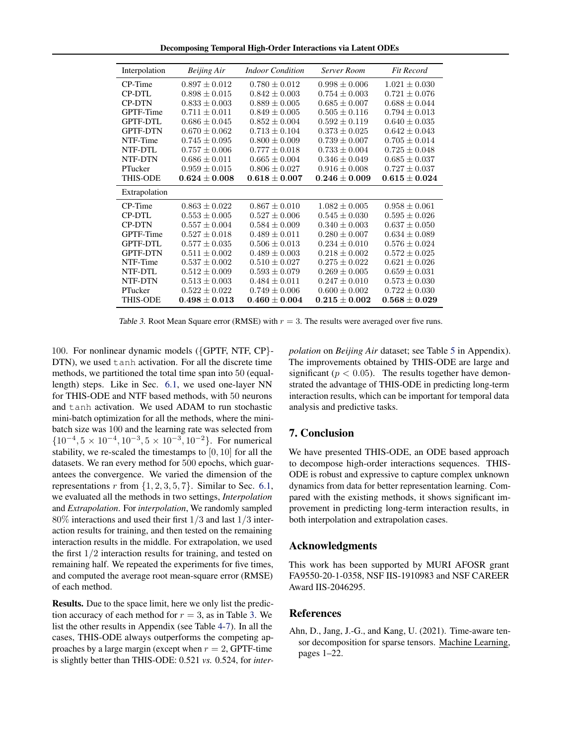| Interpolation | *Beijing Air* | *Indoor Condition* | *Server Room* | *Fit Record* |
|---|---|---|---|---|
| CP-Time | $0.897 \pm 0.012$ | $0.780 \pm 0.012$ | $0.998 \pm 0.006$ | $1.021 \pm 0.030$ |
| CP-DTL | $0.898 \pm 0.015$ | $0.842 \pm 0.003$ | $0.754 \pm 0.003$ | $0.721 \pm 0.076$ |
| CP-DTN | $0.833 \pm 0.003$ | $0.889 \pm 0.005$ | $0.685 \pm 0.007$ | $0.688 \pm 0.044$ |
| GPTF-Time | $0.711 \pm 0.011$ | $0.849 \pm 0.005$ | $0.505 \pm 0.116$ | $0.794 \pm 0.013$ |
| GPTF-DTL | $0.686 \pm 0.045$ | $0.852 \pm 0.004$ | $0.592 \pm 0.119$ | $0.640 \pm 0.035$ |
| GPTF-DTN | $0.670 \pm 0.062$ | $0.713 \pm 0.104$ | $0.373 \pm 0.025$ | $0.642 \pm 0.043$ |
| NTF-Time | $0.745 \pm 0.095$ | $0.800 \pm 0.009$ | $0.739 \pm 0.007$ | $0.705 \pm 0.014$ |
| NTF-DTL | $0.757 \pm 0.006$ | $0.777 \pm 0.018$ | $0.733 \pm 0.004$ | $0.725 \pm 0.048$ |
| NTF-DTN | $0.686 \pm 0.011$ | $0.665 \pm 0.004$ | $0.346 \pm 0.049$ | $0.685 \pm 0.037$ |
| PTucker | $0.959 \pm 0.015$ | $0.806 \pm 0.027$ | $0.916 \pm 0.008$ | $0.727 \pm 0.037$ |
| THIS-ODE | $\mathbf{0.624 \pm 0.008}$ | $\mathbf{0.618 \pm 0.007}$ | $\mathbf{0.246 \pm 0.009}$ | $\mathbf{0.615 \pm 0.024}$ |
| Extrapolation | | | | |
| CP-Time | $0.863 \pm 0.022$ | $0.867 \pm 0.010$ | $1.082 \pm 0.005$ | $0.958 \pm 0.061$ |
| CP-DTL | $0.553 \pm 0.005$ | $0.527 \pm 0.006$ | $0.545 \pm 0.030$ | $0.595 \pm 0.026$ |
| CP-DTN | $0.557 \pm 0.004$ | $0.584 \pm 0.009$ | $0.340 \pm 0.003$ | $0.637 \pm 0.050$ |
| GPTF-Time | $0.527 \pm 0.018$ | $0.489 \pm 0.011$ | $0.280 \pm 0.007$ | $0.634 \pm 0.089$ |
| GPTF-DTL | $0.577 \pm 0.035$ | $0.506 \pm 0.013$ | $0.234 \pm 0.010$ | $0.576 \pm 0.024$ |
| GPTF-DTN | $0.511 \pm 0.002$ | $0.489 \pm 0.003$ | $0.218 \pm 0.002$ | $0.572 \pm 0.025$ |
| NTF-Time | $0.537 \pm 0.002$ | $0.510 \pm 0.027$ | $0.275 \pm 0.022$ | $0.621 \pm 0.026$ |
| NTF-DTL | $0.512 \pm 0.009$ | $0.593 \pm 0.079$ | $0.269 \pm 0.005$ | $0.659 \pm 0.031$ |
| NTF-DTN | $0.513 \pm 0.003$ | $0.484 \pm 0.011$ | $0.247 \pm 0.010$ | $0.573 \pm 0.030$ |
| PTucker | $0.522 \pm 0.022$ | $0.749 \pm 0.006$ | $0.600 \pm 0.002$ | $0.722 \pm 0.030$ |
| THIS-ODE | $\mathbf{0.498 \pm 0.013}$ | $\mathbf{0.460 \pm 0.004}$ | $\mathbf{0.215 \pm 0.002}$ | $\mathbf{0.568 \pm 0.029}$ |

*Table 3.* Root Mean Square error (RMSE) with $r = 3$. The results were averaged over five runs.

100. For nonlinear dynamic models ({GPTF, NTF, CP}-DTN), we used tanh activation. For all the discrete time methods, we partitioned the total time span into 50 (equal-length) steps. Like in Sec. 6.1, we used one-layer NN for THIS-ODE and NTF based methods, with 50 neurons and tanh activation. We used ADAM to run stochastic mini-batch optimization for all the methods, where the mini-batch size was 100 and the learning rate was selected from $\{10^{-4}, 5\times10^{-4}, 10^{-3}, 5\times10^{-3}, 10^{-2}\}$. For numerical stability, we re-scaled the timestamps to $[0, 10]$ for all the datasets. We ran every method for 500 epochs, which guarantees the convergence. We varied the dimension of the representations $r$ from $\{1, 2, 3, 5, 7\}$. Similar to Sec. 6.1, we evaluated all the methods in two settings, *Interpolation* and *Extrapolation*. For *interpolation*, We randomly sampled 80% interactions and used their first 1/3 and last 1/3 interaction results for training, and then tested on the remaining interaction results in the middle. For extrapolation, we used the first 1/2 interaction results for training, and tested on remaining half. We repeated the experiments for five times, and computed the average root mean-square error (RMSE) of each method.

**Results.** Due to the space limit, here we only list the prediction accuracy of each method for $r = 3$, as in Table 3. We list the other results in Appendix (see Table 4-7). In all the cases, THIS-ODE always outperforms the competing approaches by a large margin (except when $r = 2$, GPTF-time is slightly better than THIS-ODE: 0.521 *vs.* 0.524, for *interpolation* on *Beijing Air* dataset; see Table 5 in Appendix). The improvements obtained by THIS-ODE are large and significant ($p < 0.05$). The results together have demonstrated the advantage of THIS-ODE in predicting long-term interaction results, which can be important for temporal data analysis and predictive tasks.

## 7. Conclusion

We have presented THIS-ODE, an ODE based approach to decompose high-order interactions sequences. THIS-ODE is robust and expressive to capture complex unknown dynamics from data for better representation learning. Compared with the existing methods, it shows significant improvement in predicting long-term interaction results, in both interpolation and extrapolation cases.

## Acknowledgments

This work has been supported by MURI AFOSR grant FA9550-20-1-0358, NSF IIS-1910983 and NSF CAREER Award IIS-2046295.

## References

Ahn, D., Jang, J.-G., and Kang, U. (2021). Time-aware tensor decomposition for sparse tensors. Machine Learning, pages 1–22.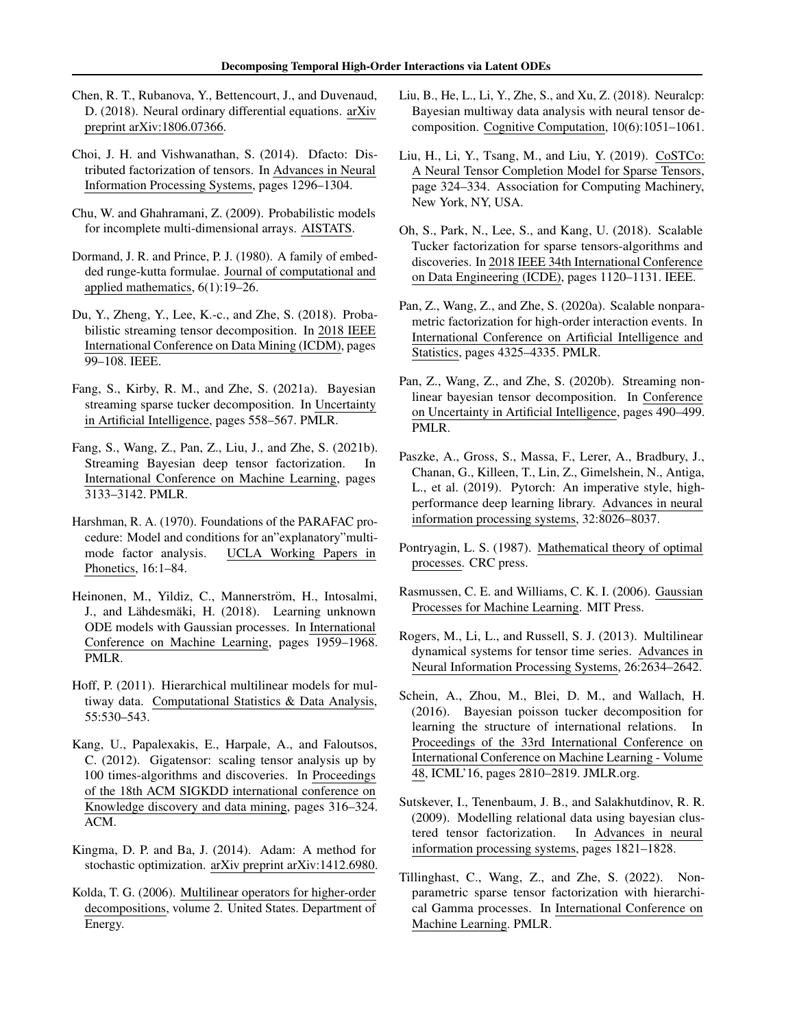Chen, R. T., Rubanova, Y., Bettencourt, J., and Duvenaud, D. (2018). Neural ordinary differential equations. arXiv preprint arXiv:1806.07366.

Choi, J. H. and Vishwanathan, S. (2014). Dfacto: Distributed factorization of tensors. In Advances in Neural Information Processing Systems, pages 1296–1304.

Chu, W. and Ghahramani, Z. (2009). Probabilistic models for incomplete multi-dimensional arrays. AISTATS.

Dormand, J. R. and Prince, P. J. (1980). A family of embedded runge-kutta formulae. Journal of computational and applied mathematics, 6(1):19–26.

Du, Y., Zheng, Y., Lee, K.-c., and Zhe, S. (2018). Probabilistic streaming tensor decomposition. In 2018 IEEE International Conference on Data Mining (ICDM), pages 99–108. IEEE.

Fang, S., Kirby, R. M., and Zhe, S. (2021a). Bayesian streaming sparse tucker decomposition. In Uncertainty in Artificial Intelligence, pages 558–567. PMLR.

Fang, S., Wang, Z., Pan, Z., Liu, J., and Zhe, S. (2021b). Streaming Bayesian deep tensor factorization. In International Conference on Machine Learning, pages 3133–3142. PMLR.

Harshman, R. A. (1970). Foundations of the PARAFAC procedure: Model and conditions for an"explanatory"multi-mode factor analysis. UCLA Working Papers in Phonetics, 16:1–84.

Heinonen, M., Yildiz, C., Mannerström, H., Intosalmi, J., and Lähdesmäki, H. (2018). Learning unknown ODE models with Gaussian processes. In International Conference on Machine Learning, pages 1959–1968. PMLR.

Hoff, P. (2011). Hierarchical multilinear models for multiway data. Computational Statistics & Data Analysis, 55:530–543.

Kang, U., Papalexakis, E., Harpale, A., and Faloutsos, C. (2012). Gigatensor: scaling tensor analysis up by 100 times-algorithms and discoveries. In Proceedings of the 18th ACM SIGKDD international conference on Knowledge discovery and data mining, pages 316–324. ACM.

Kingma, D. P. and Ba, J. (2014). Adam: A method for stochastic optimization. arXiv preprint arXiv:1412.6980.

Kolda, T. G. (2006). Multilinear operators for higher-order decompositions, volume 2. United States. Department of Energy.

Liu, B., He, L., Li, Y., Zhe, S., and Xu, Z. (2018). Neuralcp: Bayesian multiway data analysis with neural tensor decomposition. Cognitive Computation, 10(6):1051–1061.

Liu, H., Li, Y., Tsang, M., and Liu, Y. (2019). CoSTCo: A Neural Tensor Completion Model for Sparse Tensors, page 324–334. Association for Computing Machinery, New York, NY, USA.

Oh, S., Park, N., Lee, S., and Kang, U. (2018). Scalable Tucker factorization for sparse tensors-algorithms and discoveries. In 2018 IEEE 34th International Conference on Data Engineering (ICDE), pages 1120–1131. IEEE.

Pan, Z., Wang, Z., and Zhe, S. (2020a). Scalable nonparametric factorization for high-order interaction events. In International Conference on Artificial Intelligence and Statistics, pages 4325–4335. PMLR.

Pan, Z., Wang, Z., and Zhe, S. (2020b). Streaming nonlinear bayesian tensor decomposition. In Conference on Uncertainty in Artificial Intelligence, pages 490–499. PMLR.

Paszke, A., Gross, S., Massa, F., Lerer, A., Bradbury, J., Chanan, G., Killeen, T., Lin, Z., Gimelshein, N., Antiga, L., et al. (2019). Pytorch: An imperative style, high-performance deep learning library. Advances in neural information processing systems, 32:8026–8037.

Pontryagin, L. S. (1987). Mathematical theory of optimal processes. CRC press.

Rasmussen, C. E. and Williams, C. K. I. (2006). Gaussian Processes for Machine Learning. MIT Press.

Rogers, M., Li, L., and Russell, S. J. (2013). Multilinear dynamical systems for tensor time series. Advances in Neural Information Processing Systems, 26:2634–2642.

Schein, A., Zhou, M., Blei, D. M., and Wallach, H. (2016). Bayesian poisson tucker decomposition for learning the structure of international relations. In Proceedings of the 33rd International Conference on International Conference on Machine Learning - Volume 48, ICML'16, pages 2810–2819. JMLR.org.

Sutskever, I., Tenenbaum, J. B., and Salakhutdinov, R. R. (2009). Modelling relational data using bayesian clustered tensor factorization. In Advances in neural information processing systems, pages 1821–1828.

Tillinghast, C., Wang, Z., and Zhe, S. (2022). Nonparametric sparse tensor factorization with hierarchical Gamma processes. In International Conference on Machine Learning. PMLR.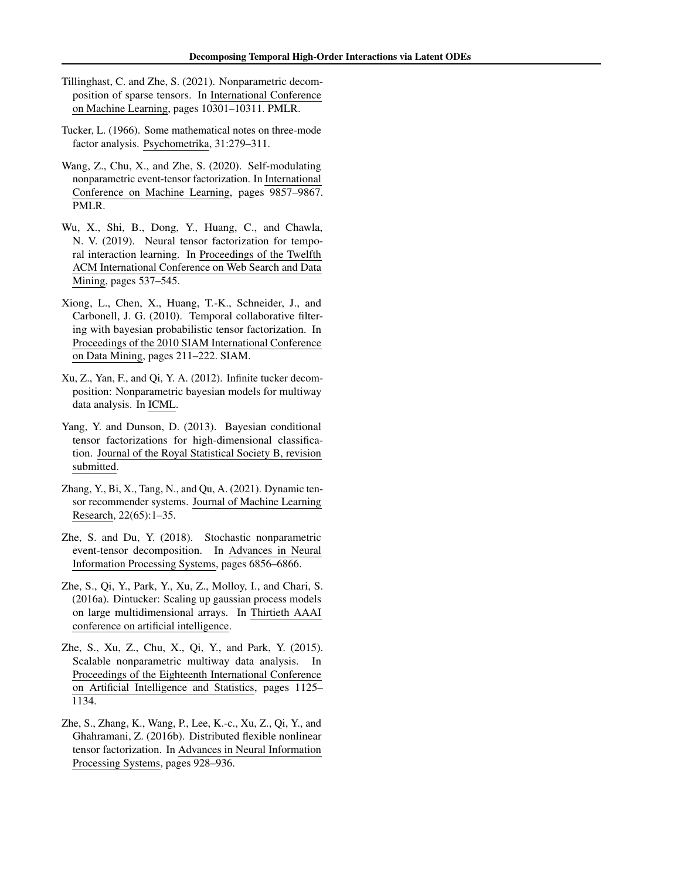Tillinghast, C. and Zhe, S. (2021). Nonparametric decomposition of sparse tensors. In International Conference on Machine Learning, pages 10301–10311. PMLR.

Tucker, L. (1966). Some mathematical notes on three-mode factor analysis. Psychometrika, 31:279–311.

Wang, Z., Chu, X., and Zhe, S. (2020). Self-modulating nonparametric event-tensor factorization. In International Conference on Machine Learning, pages 9857–9867. PMLR.

Wu, X., Shi, B., Dong, Y., Huang, C., and Chawla, N. V. (2019). Neural tensor factorization for temporal interaction learning. In Proceedings of the Twelfth ACM International Conference on Web Search and Data Mining, pages 537–545.

Xiong, L., Chen, X., Huang, T.-K., Schneider, J., and Carbonell, J. G. (2010). Temporal collaborative filtering with bayesian probabilistic tensor factorization. In Proceedings of the 2010 SIAM International Conference on Data Mining, pages 211–222. SIAM.

Xu, Z., Yan, F., and Qi, Y. A. (2012). Infinite tucker decomposition: Nonparametric bayesian models for multiway data analysis. In ICML.

Yang, Y. and Dunson, D. (2013). Bayesian conditional tensor factorizations for high-dimensional classification. Journal of the Royal Statistical Society B, revision submitted.

Zhang, Y., Bi, X., Tang, N., and Qu, A. (2021). Dynamic tensor recommender systems. Journal of Machine Learning Research, 22(65):1–35.

Zhe, S. and Du, Y. (2018). Stochastic nonparametric event-tensor decomposition. In Advances in Neural Information Processing Systems, pages 6856–6866.

Zhe, S., Qi, Y., Park, Y., Xu, Z., Molloy, I., and Chari, S. (2016a). Dintucker: Scaling up gaussian process models on large multidimensional arrays. In Thirtieth AAAI conference on artificial intelligence.

Zhe, S., Xu, Z., Chu, X., Qi, Y., and Park, Y. (2015). Scalable nonparametric multiway data analysis. In Proceedings of the Eighteenth International Conference on Artificial Intelligence and Statistics, pages 1125–1134.

Zhe, S., Zhang, K., Wang, P., Lee, K.-c., Xu, Z., Qi, Y., and Ghahramani, Z. (2016b). Distributed flexible nonlinear tensor factorization. In Advances in Neural Information Processing Systems, pages 928–936.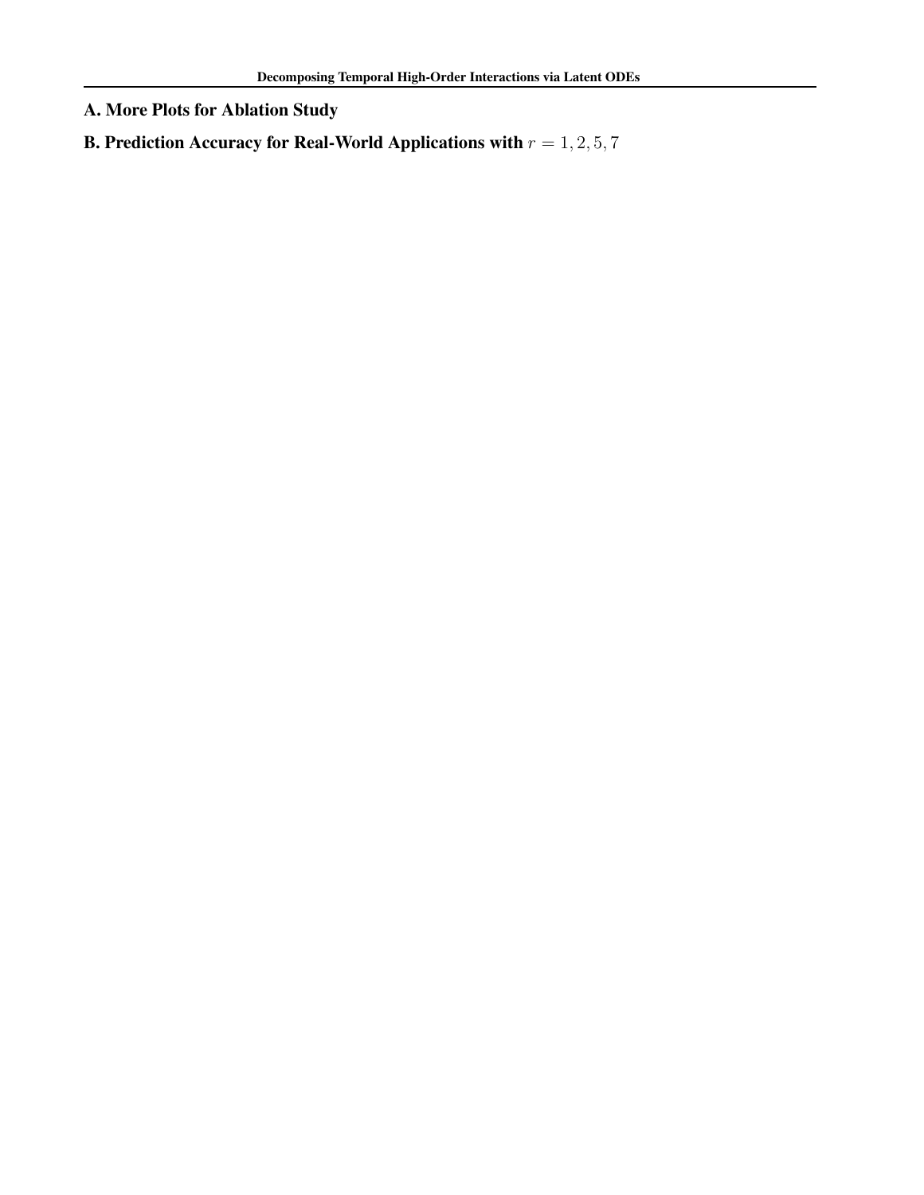## A. More Plots for Ablation Study

## B. Prediction Accuracy for Real-World Applications with $r = 1, 2, 5, 7$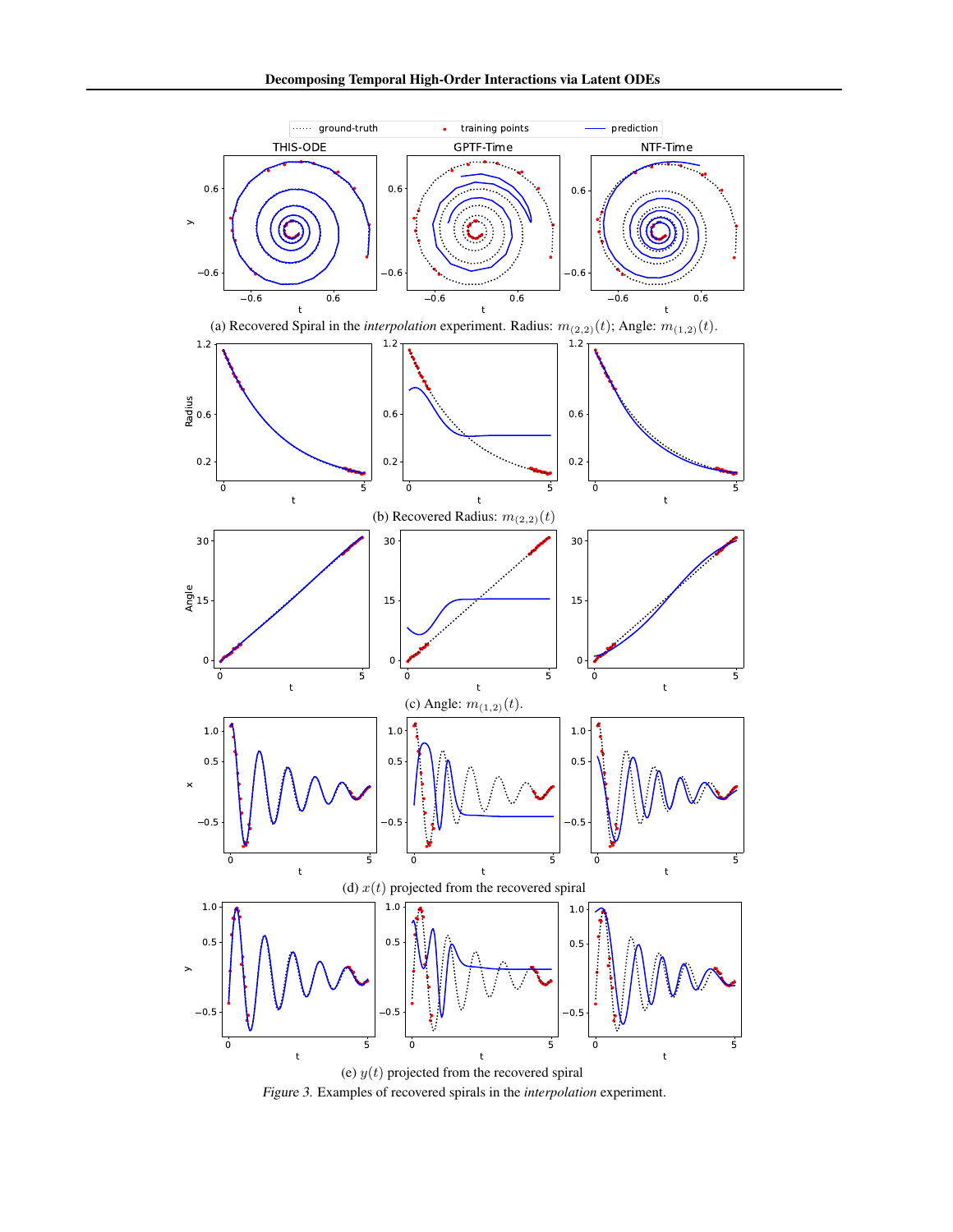(a) Recovered Spiral in the *interpolation* experiment. Radius: $m_{(2,2)}(t)$; Angle: $m_{(1,2)}(t)$.

(b) Recovered Radius: $m_{(2,2)}(t)$

(c) Angle: $m_{(1,2)}(t)$.

(d) $x(t)$ projected from the recovered spiral

(e) $y(t)$ projected from the recovered spiral

*Figure 3.* Examples of recovered spirals in the *interpolation* experiment.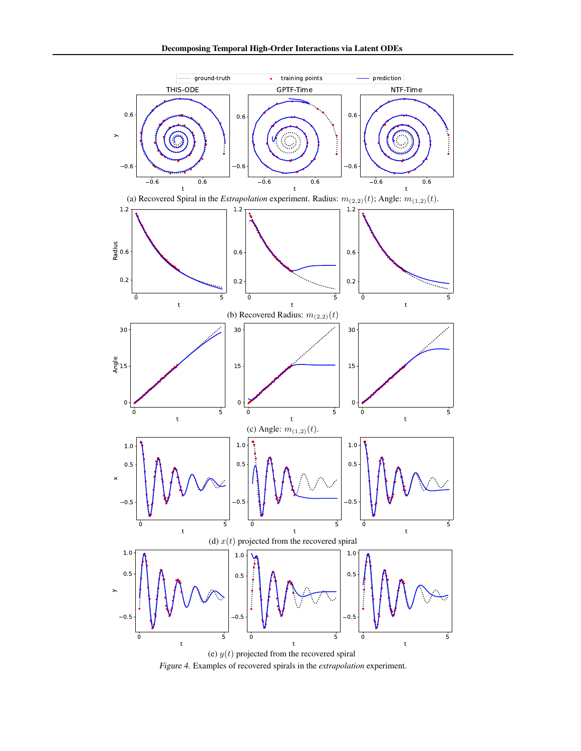(a) Recovered Spiral in the *Extrapolation* experiment. Radius: $m_{(2,2)}(t)$; Angle: $m_{(1,2)}(t)$.

(b) Recovered Radius: $m_{(2,2)}(t)$

(c) Angle: $m_{(1,2)}(t)$.

(d) $x(t)$ projected from the recovered spiral

(e) $y(t)$ projected from the recovered spiral

*Figure 4.* Examples of recovered spirals in the *extrapolation* experiment.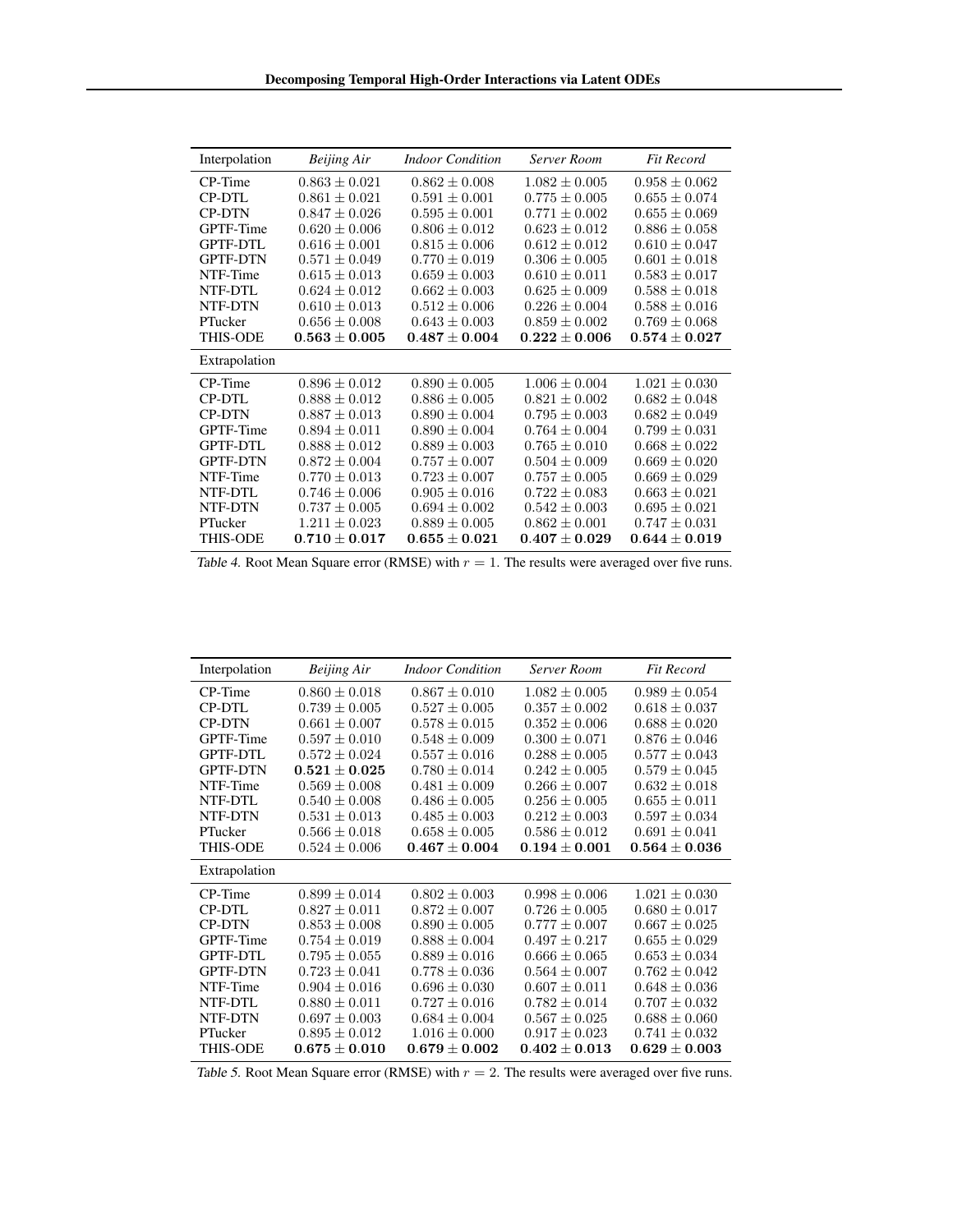| Interpolation | *Beijing Air* | *Indoor Condition* | *Server Room* | *Fit Record* |
|---|---|---|---|---|
| CP-Time | $0.863 \pm 0.021$ | $0.862 \pm 0.008$ | $1.082 \pm 0.005$ | $0.958 \pm 0.062$ |
| CP-DTL | $0.861 \pm 0.021$ | $0.591 \pm 0.001$ | $0.775 \pm 0.005$ | $0.655 \pm 0.074$ |
| CP-DTN | $0.847 \pm 0.026$ | $0.595 \pm 0.001$ | $0.771 \pm 0.002$ | $0.655 \pm 0.069$ |
| GPTF-Time | $0.620 \pm 0.006$ | $0.806 \pm 0.012$ | $0.623 \pm 0.012$ | $0.886 \pm 0.058$ |
| GPTF-DTL | $0.616 \pm 0.001$ | $0.815 \pm 0.006$ | $0.612 \pm 0.012$ | $0.610 \pm 0.047$ |
| GPTF-DTN | $0.571 \pm 0.049$ | $0.770 \pm 0.019$ | $0.306 \pm 0.005$ | $0.601 \pm 0.018$ |
| NTF-Time | $0.615 \pm 0.013$ | $0.659 \pm 0.003$ | $0.610 \pm 0.011$ | $0.583 \pm 0.017$ |
| NTF-DTL | $0.624 \pm 0.012$ | $0.662 \pm 0.003$ | $0.625 \pm 0.009$ | $0.588 \pm 0.018$ |
| NTF-DTN | $0.610 \pm 0.013$ | $0.512 \pm 0.006$ | $0.226 \pm 0.004$ | $0.588 \pm 0.016$ |
| PTucker | $0.656 \pm 0.008$ | $0.643 \pm 0.003$ | $0.859 \pm 0.002$ | $0.769 \pm 0.068$ |
| THIS-ODE | $\mathbf{0.563 \pm 0.005}$ | $\mathbf{0.487 \pm 0.004}$ | $\mathbf{0.222 \pm 0.006}$ | $\mathbf{0.574 \pm 0.027}$ |
| Extrapolation | | | | |
| CP-Time | $0.896 \pm 0.012$ | $0.890 \pm 0.005$ | $1.006 \pm 0.004$ | $1.021 \pm 0.030$ |
| CP-DTL | $0.888 \pm 0.012$ | $0.886 \pm 0.005$ | $0.821 \pm 0.002$ | $0.682 \pm 0.048$ |
| CP-DTN | $0.887 \pm 0.013$ | $0.890 \pm 0.004$ | $0.795 \pm 0.003$ | $0.682 \pm 0.049$ |
| GPTF-Time | $0.894 \pm 0.011$ | $0.890 \pm 0.004$ | $0.764 \pm 0.004$ | $0.799 \pm 0.031$ |
| GPTF-DTL | $0.888 \pm 0.012$ | $0.889 \pm 0.003$ | $0.765 \pm 0.010$ | $0.668 \pm 0.022$ |
| GPTF-DTN | $0.872 \pm 0.004$ | $0.757 \pm 0.007$ | $0.504 \pm 0.009$ | $0.669 \pm 0.020$ |
| NTF-Time | $0.770 \pm 0.013$ | $0.723 \pm 0.007$ | $0.757 \pm 0.005$ | $0.669 \pm 0.029$ |
| NTF-DTL | $0.746 \pm 0.006$ | $0.905 \pm 0.016$ | $0.722 \pm 0.083$ | $0.663 \pm 0.021$ |
| NTF-DTN | $0.737 \pm 0.005$ | $0.694 \pm 0.002$ | $0.542 \pm 0.003$ | $0.695 \pm 0.021$ |
| PTucker | $1.211 \pm 0.023$ | $0.889 \pm 0.005$ | $0.862 \pm 0.001$ | $0.747 \pm 0.031$ |
| THIS-ODE | $\mathbf{0.710 \pm 0.017}$ | $\mathbf{0.655 \pm 0.021}$ | $\mathbf{0.407 \pm 0.029}$ | $\mathbf{0.644 \pm 0.019}$ |

*Table 4.* Root Mean Square error (RMSE) with $r = 1$. The results were averaged over five runs.

| Interpolation | *Beijing Air* | *Indoor Condition* | *Server Room* | *Fit Record* |
|---|---|---|---|---|
| CP-Time | $0.860 \pm 0.018$ | $0.867 \pm 0.010$ | $1.082 \pm 0.005$ | $0.989 \pm 0.054$ |
| CP-DTL | $0.739 \pm 0.005$ | $0.527 \pm 0.005$ | $0.357 \pm 0.002$ | $0.618 \pm 0.037$ |
| CP-DTN | $0.661 \pm 0.007$ | $0.578 \pm 0.015$ | $0.352 \pm 0.006$ | $0.688 \pm 0.020$ |
| GPTF-Time | $0.597 \pm 0.010$ | $0.548 \pm 0.009$ | $0.300 \pm 0.071$ | $0.876 \pm 0.046$ |
| GPTF-DTL | $0.572 \pm 0.024$ | $0.557 \pm 0.016$ | $0.288 \pm 0.005$ | $0.577 \pm 0.043$ |
| GPTF-DTN | $\mathbf{0.521 \pm 0.025}$ | $0.780 \pm 0.014$ | $0.242 \pm 0.005$ | $0.579 \pm 0.045$ |
| NTF-Time | $0.569 \pm 0.008$ | $0.481 \pm 0.009$ | $0.266 \pm 0.007$ | $0.632 \pm 0.018$ |
| NTF-DTL | $0.540 \pm 0.008$ | $0.486 \pm 0.005$ | $0.256 \pm 0.005$ | $0.655 \pm 0.011$ |
| NTF-DTN | $0.531 \pm 0.013$ | $0.485 \pm 0.003$ | $0.212 \pm 0.003$ | $0.597 \pm 0.034$ |
| PTucker | $0.566 \pm 0.018$ | $0.658 \pm 0.005$ | $0.586 \pm 0.012$ | $0.691 \pm 0.041$ |
| THIS-ODE | $0.524 \pm 0.006$ | $\mathbf{0.467 \pm 0.004}$ | $\mathbf{0.194 \pm 0.001}$ | $\mathbf{0.564 \pm 0.036}$ |
| Extrapolation | | | | |
| CP-Time | $0.899 \pm 0.014$ | $0.802 \pm 0.003$ | $0.998 \pm 0.006$ | $1.021 \pm 0.030$ |
| CP-DTL | $0.827 \pm 0.011$ | $0.872 \pm 0.007$ | $0.726 \pm 0.005$ | $0.680 \pm 0.017$ |
| CP-DTN | $0.853 \pm 0.008$ | $0.890 \pm 0.005$ | $0.777 \pm 0.007$ | $0.667 \pm 0.025$ |
| GPTF-Time | $0.754 \pm 0.019$ | $0.888 \pm 0.004$ | $0.497 \pm 0.217$ | $0.655 \pm 0.029$ |
| GPTF-DTL | $0.795 \pm 0.055$ | $0.889 \pm 0.016$ | $0.666 \pm 0.065$ | $0.653 \pm 0.034$ |
| GPTF-DTN | $0.723 \pm 0.041$ | $0.778 \pm 0.036$ | $0.564 \pm 0.007$ | $0.762 \pm 0.042$ |
| NTF-Time | $0.904 \pm 0.016$ | $0.696 \pm 0.030$ | $0.607 \pm 0.011$ | $0.648 \pm 0.036$ |
| NTF-DTL | $0.880 \pm 0.011$ | $0.727 \pm 0.016$ | $0.782 \pm 0.014$ | $0.707 \pm 0.032$ |
| NTF-DTN | $0.697 \pm 0.003$ | $0.684 \pm 0.004$ | $0.567 \pm 0.025$ | $0.688 \pm 0.060$ |
| PTucker | $0.895 \pm 0.012$ | $1.016 \pm 0.000$ | $0.917 \pm 0.023$ | $0.741 \pm 0.032$ |
| THIS-ODE | $\mathbf{0.675 \pm 0.010}$ | $\mathbf{0.679 \pm 0.002}$ | $\mathbf{0.402 \pm 0.013}$ | $\mathbf{0.629 \pm 0.003}$ |

*Table 5.* Root Mean Square error (RMSE) with $r = 2$. The results were averaged over five runs.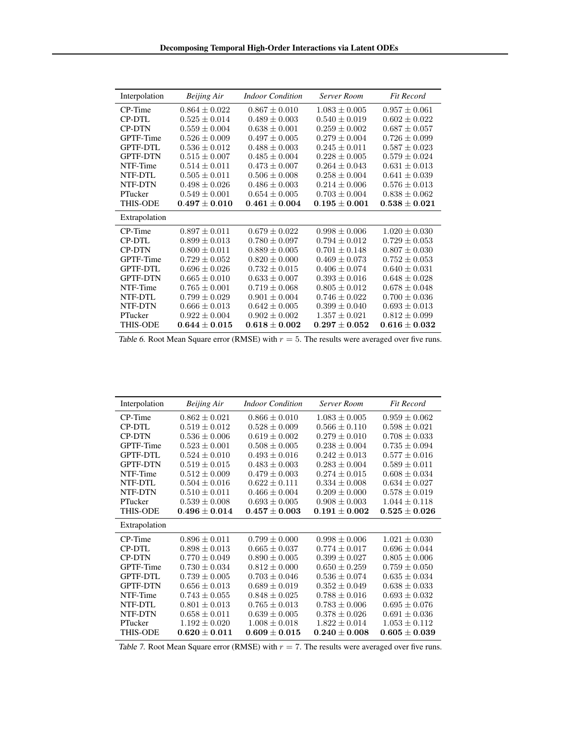| Interpolation | *Beijing Air* | *Indoor Condition* | *Server Room* | *Fit Record* |
|---|---|---|---|---|
| CP-Time | $0.864 \pm 0.022$ | $0.867 \pm 0.010$ | $1.083 \pm 0.005$ | $0.957 \pm 0.061$ |
| CP-DTL | $0.525 \pm 0.014$ | $0.489 \pm 0.003$ | $0.540 \pm 0.019$ | $0.602 \pm 0.022$ |
| CP-DTN | $0.559 \pm 0.004$ | $0.638 \pm 0.001$ | $0.259 \pm 0.002$ | $0.687 \pm 0.057$ |
| GPTF-Time | $0.526 \pm 0.009$ | $0.497 \pm 0.005$ | $0.279 \pm 0.004$ | $0.726 \pm 0.099$ |
| GPTF-DTL | $0.536 \pm 0.012$ | $0.488 \pm 0.003$ | $0.245 \pm 0.011$ | $0.587 \pm 0.023$ |
| GPTF-DTN | $0.515 \pm 0.007$ | $0.485 \pm 0.004$ | $0.228 \pm 0.005$ | $0.579 \pm 0.024$ |
| NTF-Time | $0.514 \pm 0.011$ | $0.473 \pm 0.007$ | $0.264 \pm 0.043$ | $0.631 \pm 0.013$ |
| NTF-DTL | $0.505 \pm 0.011$ | $0.506 \pm 0.008$ | $0.258 \pm 0.004$ | $0.641 \pm 0.039$ |
| NTF-DTN | $0.498 \pm 0.026$ | $0.486 \pm 0.003$ | $0.214 \pm 0.006$ | $0.576 \pm 0.013$ |
| PTucker | $0.549 \pm 0.001$ | $0.654 \pm 0.005$ | $0.703 \pm 0.004$ | $0.838 \pm 0.062$ |
| THIS-ODE | $\mathbf{0.497 \pm 0.010}$ | $\mathbf{0.461 \pm 0.004}$ | $\mathbf{0.195 \pm 0.001}$ | $\mathbf{0.538 \pm 0.021}$ |
| Extrapolation | | | | |
| CP-Time | $0.897 \pm 0.011$ | $0.679 \pm 0.022$ | $0.998 \pm 0.006$ | $1.020 \pm 0.030$ |
| CP-DTL | $0.899 \pm 0.013$ | $0.780 \pm 0.097$ | $0.794 \pm 0.012$ | $0.729 \pm 0.053$ |
| CP-DTN | $0.800 \pm 0.011$ | $0.889 \pm 0.005$ | $0.701 \pm 0.148$ | $0.807 \pm 0.030$ |
| GPTF-Time | $0.729 \pm 0.052$ | $0.820 \pm 0.000$ | $0.469 \pm 0.073$ | $0.752 \pm 0.053$ |
| GPTF-DTL | $0.696 \pm 0.026$ | $0.732 \pm 0.015$ | $0.406 \pm 0.074$ | $0.640 \pm 0.031$ |
| GPTF-DTN | $0.665 \pm 0.010$ | $0.633 \pm 0.007$ | $0.393 \pm 0.016$ | $0.648 \pm 0.028$ |
| NTF-Time | $0.765 \pm 0.001$ | $0.719 \pm 0.068$ | $0.805 \pm 0.012$ | $0.678 \pm 0.048$ |
| NTF-DTL | $0.799 \pm 0.029$ | $0.901 \pm 0.004$ | $0.746 \pm 0.022$ | $0.700 \pm 0.036$ |
| NTF-DTN | $0.666 \pm 0.013$ | $0.642 \pm 0.005$ | $0.399 \pm 0.040$ | $0.693 \pm 0.013$ |
| PTucker | $0.922 \pm 0.004$ | $0.902 \pm 0.002$ | $1.357 \pm 0.021$ | $0.812 \pm 0.099$ |
| THIS-ODE | $\mathbf{0.644 \pm 0.015}$ | $\mathbf{0.618 \pm 0.002}$ | $\mathbf{0.297 \pm 0.052}$ | $\mathbf{0.616 \pm 0.032}$ |

*Table 6.* Root Mean Square error (RMSE) with $r = 5$. The results were averaged over five runs.

| Interpolation | *Beijing Air* | *Indoor Condition* | *Server Room* | *Fit Record* |
|---|---|---|---|---|
| CP-Time | $0.862 \pm 0.021$ | $0.866 \pm 0.010$ | $1.083 \pm 0.005$ | $0.959 \pm 0.062$ |
| CP-DTL | $0.519 \pm 0.012$ | $0.528 \pm 0.009$ | $0.566 \pm 0.110$ | $0.598 \pm 0.021$ |
| CP-DTN | $0.536 \pm 0.006$ | $0.619 \pm 0.002$ | $0.279 \pm 0.010$ | $0.708 \pm 0.033$ |
| GPTF-Time | $0.523 \pm 0.001$ | $0.508 \pm 0.005$ | $0.238 \pm 0.004$ | $0.735 \pm 0.094$ |
| GPTF-DTL | $0.524 \pm 0.010$ | $0.493 \pm 0.016$ | $0.242 \pm 0.013$ | $0.577 \pm 0.016$ |
| GPTF-DTN | $0.519 \pm 0.015$ | $0.483 \pm 0.003$ | $0.283 \pm 0.004$ | $0.589 \pm 0.011$ |
| NTF-Time | $0.512 \pm 0.009$ | $0.479 \pm 0.003$ | $0.274 \pm 0.015$ | $0.608 \pm 0.034$ |
| NTF-DTL | $0.504 \pm 0.016$ | $0.622 \pm 0.111$ | $0.334 \pm 0.008$ | $0.634 \pm 0.027$ |
| NTF-DTN | $0.510 \pm 0.011$ | $0.466 \pm 0.004$ | $0.209 \pm 0.000$ | $0.578 \pm 0.019$ |
| PTucker | $0.539 \pm 0.008$ | $0.693 \pm 0.005$ | $0.908 \pm 0.003$ | $1.044 \pm 0.118$ |
| THIS-ODE | $\mathbf{0.496 \pm 0.014}$ | $\mathbf{0.457 \pm 0.003}$ | $\mathbf{0.191 \pm 0.002}$ | $\mathbf{0.525 \pm 0.026}$ |
| Extrapolation | | | | |
| CP-Time | $0.896 \pm 0.011$ | $0.799 \pm 0.000$ | $0.998 \pm 0.006$ | $1.021 \pm 0.030$ |
| CP-DTL | $0.898 \pm 0.013$ | $0.665 \pm 0.037$ | $0.774 \pm 0.017$ | $0.696 \pm 0.044$ |
| CP-DTN | $0.770 \pm 0.049$ | $0.890 \pm 0.005$ | $0.399 \pm 0.027$ | $0.805 \pm 0.006$ |
| GPTF-Time | $0.730 \pm 0.034$ | $0.812 \pm 0.000$ | $0.650 \pm 0.259$ | $0.759 \pm 0.050$ |
| GPTF-DTL | $0.739 \pm 0.005$ | $0.703 \pm 0.046$ | $0.536 \pm 0.074$ | $0.635 \pm 0.034$ |
| GPTF-DTN | $0.656 \pm 0.013$ | $0.689 \pm 0.019$ | $0.352 \pm 0.049$ | $0.638 \pm 0.033$ |
| NTF-Time | $0.743 \pm 0.055$ | $0.848 \pm 0.025$ | $0.788 \pm 0.016$ | $0.693 \pm 0.032$ |
| NTF-DTL | $0.801 \pm 0.013$ | $0.765 \pm 0.013$ | $0.783 \pm 0.006$ | $0.695 \pm 0.076$ |
| NTF-DTN | $0.658 \pm 0.011$ | $0.639 \pm 0.005$ | $0.378 \pm 0.026$ | $0.691 \pm 0.036$ |
| PTucker | $1.192 \pm 0.020$ | $1.008 \pm 0.018$ | $1.822 \pm 0.014$ | $1.053 \pm 0.112$ |
| THIS-ODE | $\mathbf{0.620 \pm 0.011}$ | $\mathbf{0.609 \pm 0.015}$ | $\mathbf{0.240 \pm 0.008}$ | $\mathbf{0.605 \pm 0.039}$ |

*Table 7.* Root Mean Square error (RMSE) with $r = 7$. The results were averaged over five runs.